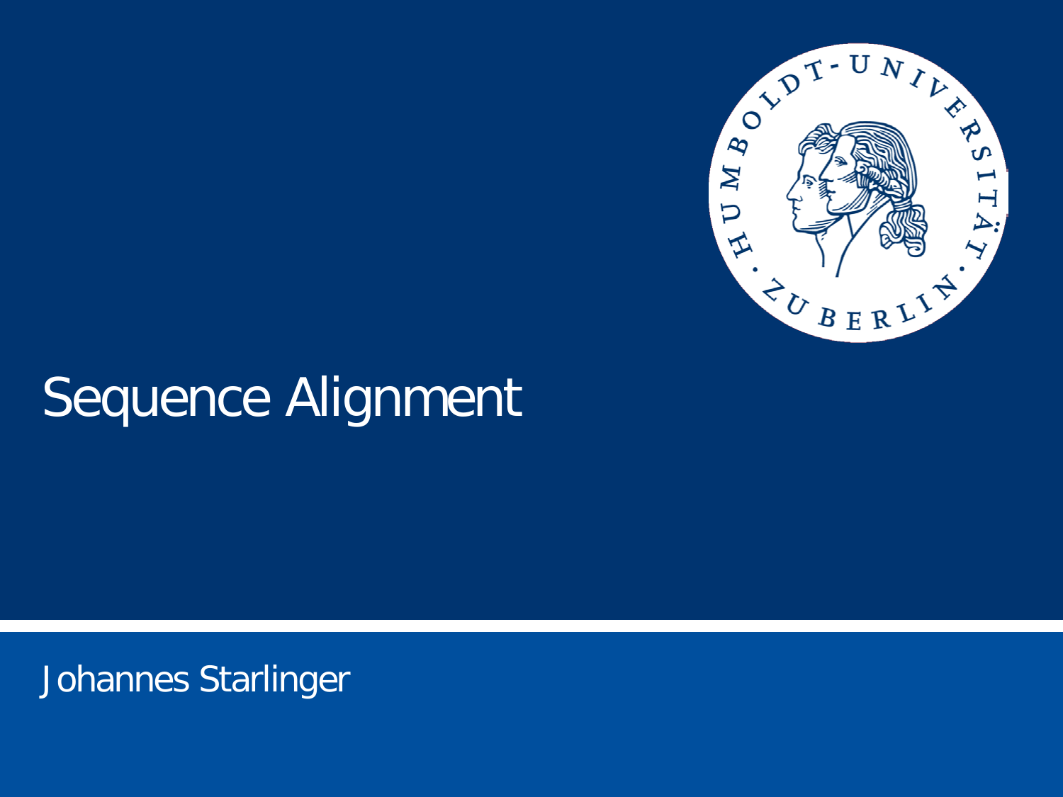# Sequence Alignment

Johannes Starlinger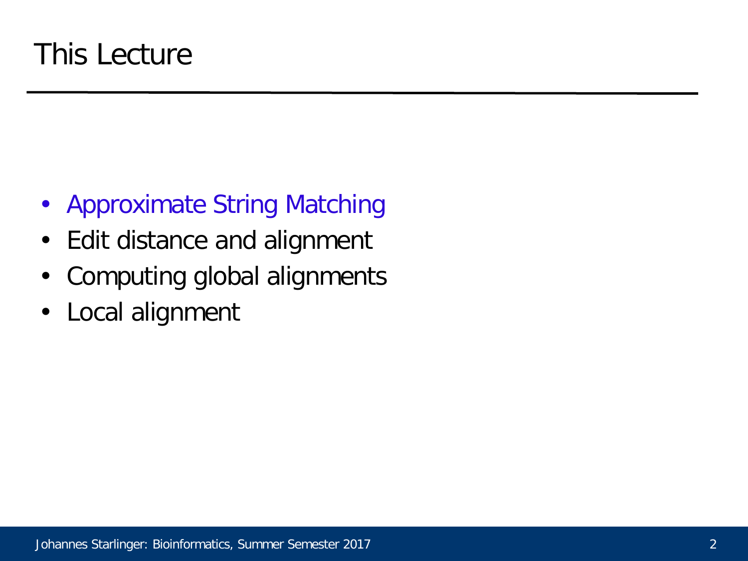# This Lecture

- Approximate String Matching
- Edit distance and alignment
- Computing global alignments
- Local alignment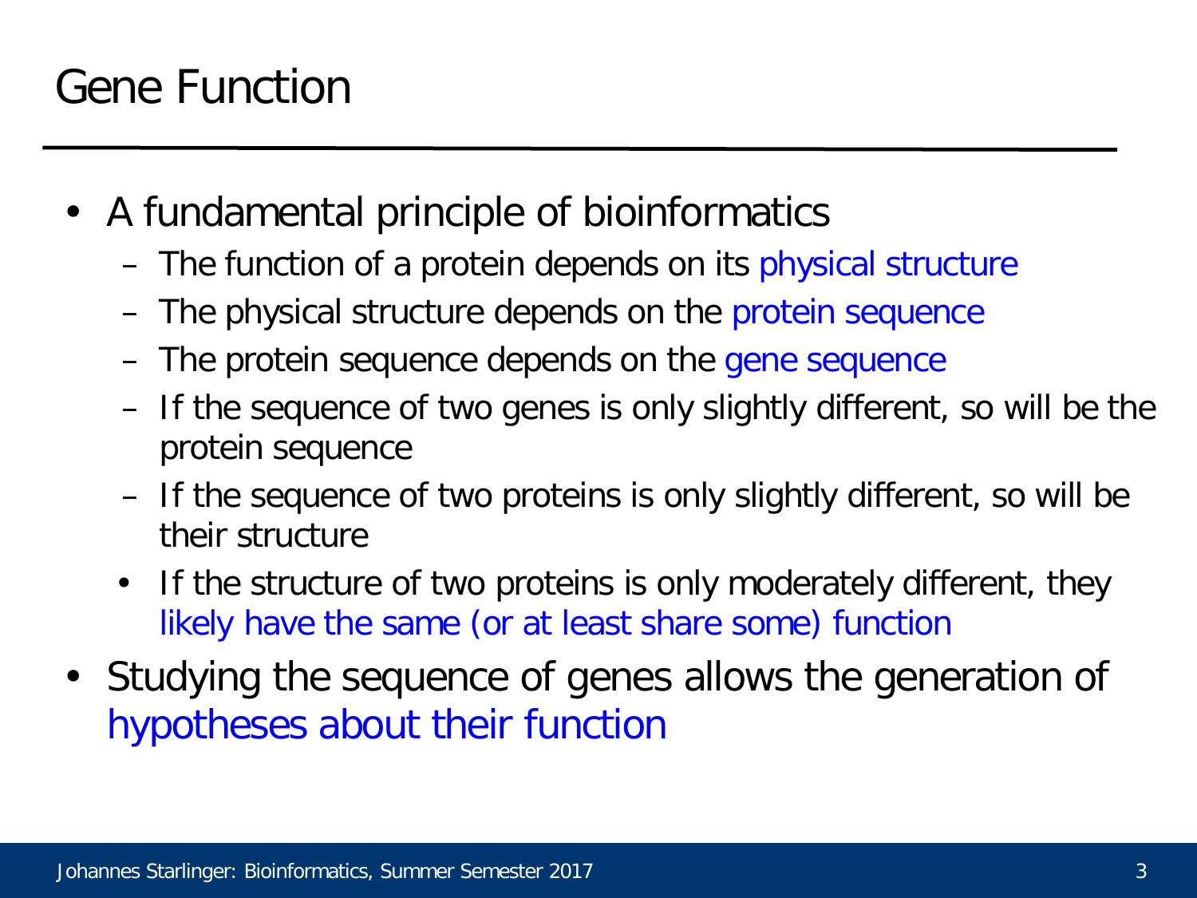# Gene Function

- A fundamental principle of bioinformatics
  - The function of a protein depends on its physical structure
  - The physical structure depends on the protein sequence
  - The protein sequence depends on the gene sequence
  - If the sequence of two genes is only slightly different, so will be the protein sequence
  - If the sequence of two proteins is only slightly different, so will be their structure
  - If the structure of two proteins is only moderately different, they likely have the same (or at least share some) function
- Studying the sequence of genes allows the generation of hypotheses about their function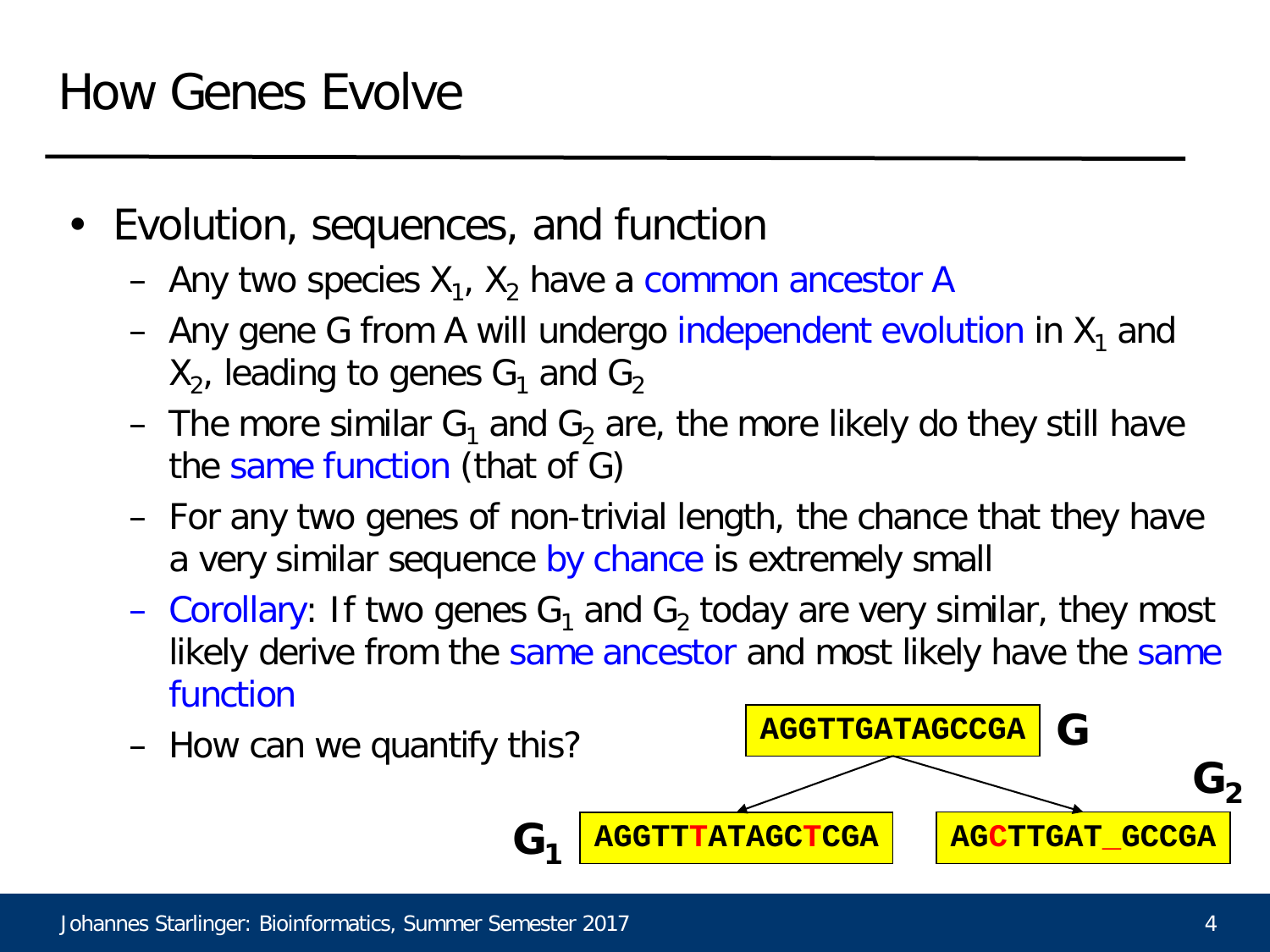# How Genes Evolve

- Evolution, sequences, and function
  - Any two species $X_1$, $X_2$ have a common ancestor A
  - Any gene G from A will undergo independent evolution in $X_1$ and $X_2$, leading to genes $G_1$ and $G_2$
  - The more similar $G_1$ and $G_2$ are, the more likely do they still have the same function (that of G)
  - For any two genes of non-trivial length, the chance that they have a very similar sequence by chance is extremely small
  - Corollary: If two genes $G_1$ and $G_2$ today are very similar, they most likely derive from the same ancestor and most likely have the same function
  - How can we quantify this?

**G**: AGGTTGATAGCCGA

**$G_1$**: AGGTTTATAGCTCGA

**$G_2$**: AGCTTGAT_GCCGA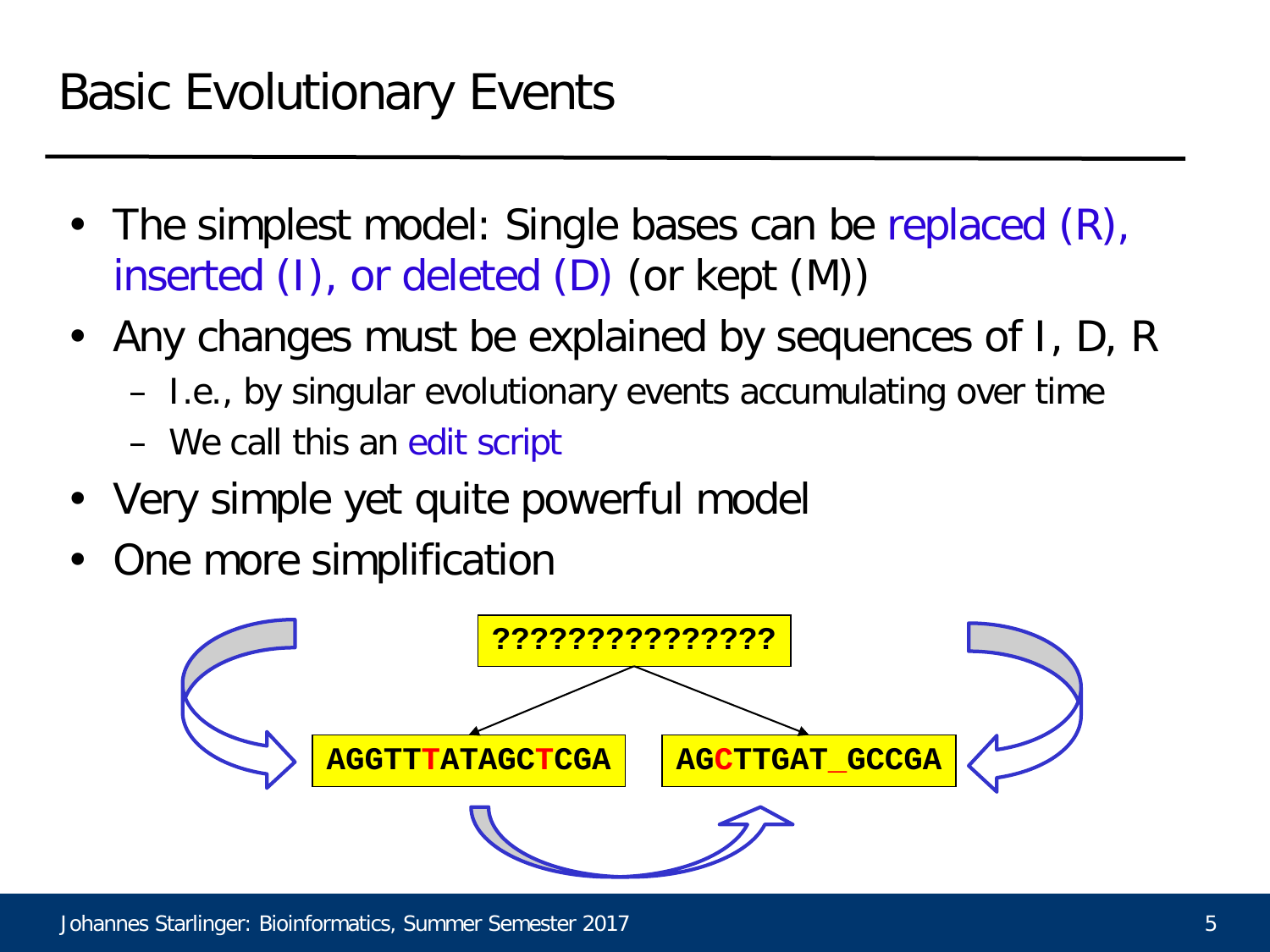# Basic Evolutionary Events

- The simplest model: Single bases can be replaced (R), inserted (I), or deleted (D) (or kept (M))
- Any changes must be explained by sequences of I, D, R
  - I.e., by singular evolutionary events accumulating over time
  - We call this an edit script
- Very simple yet quite powerful model
- One more simplification

???????????????

AGGTTTATAGCTCGA

AGCTTGAT_GCCGA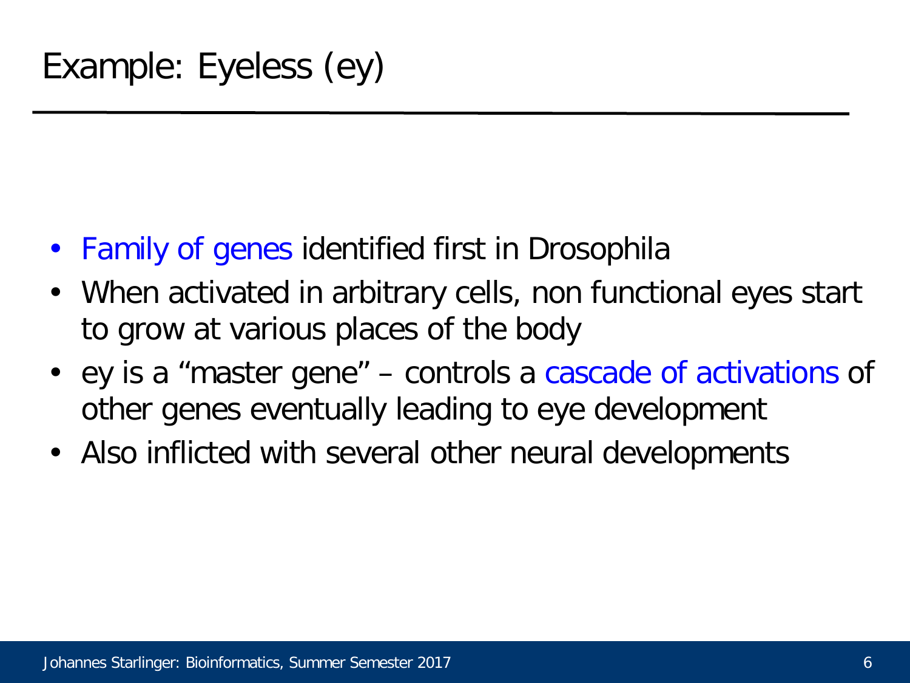# Example: Eyeless (ey)

- Family of genes identified first in Drosophila
- When activated in arbitrary cells, non functional eyes start to grow at various places of the body
- ey is a “master gene” – controls a cascade of activations of other genes eventually leading to eye development
- Also inflicted with several other neural developments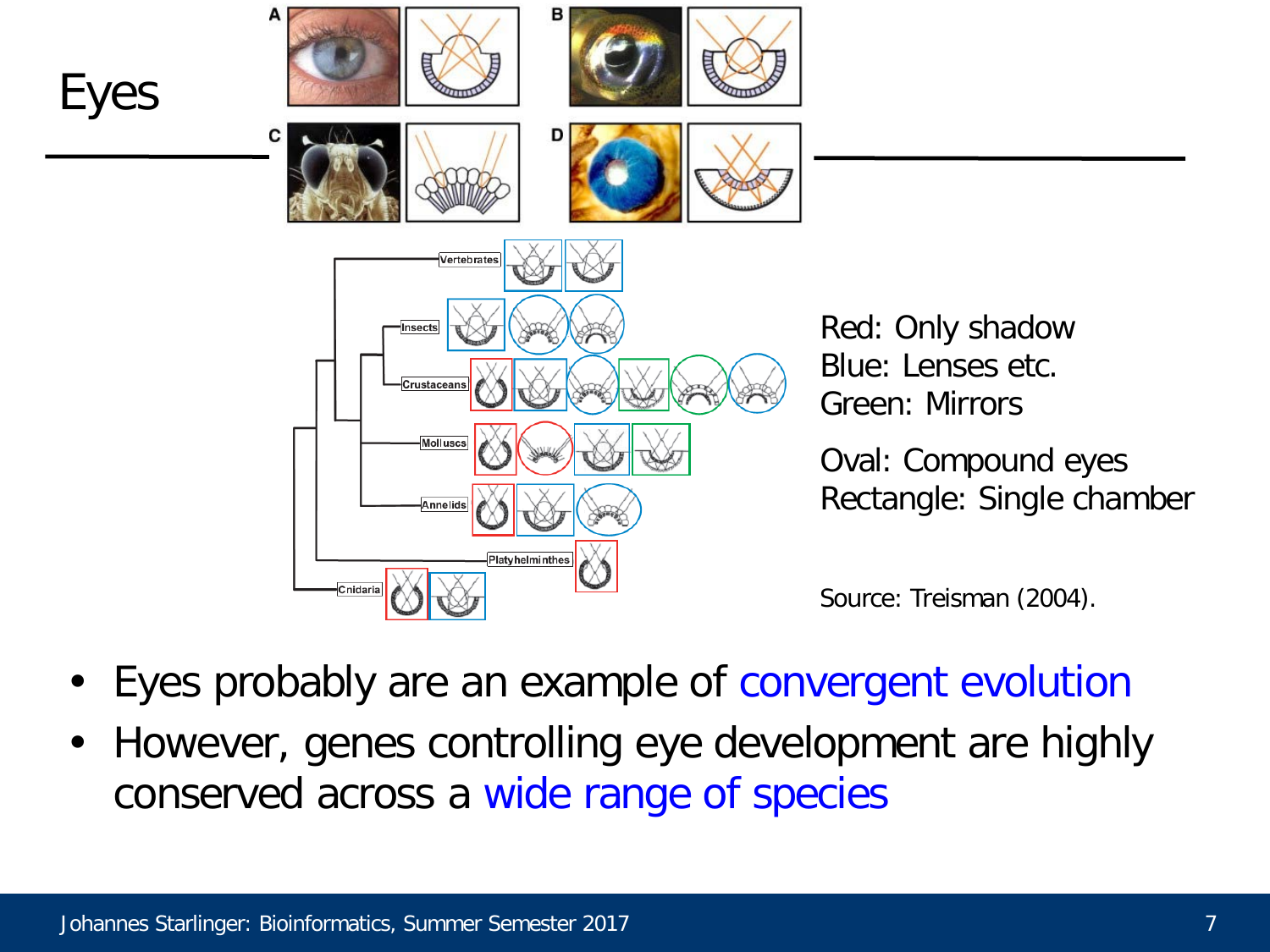# Eyes

Red: Only shadow
Blue: Lenses etc.
Green: Mirrors

Oval: Compound eyes
Rectangle: Single chamber

Source: Treisman (2004).

- Eyes probably are an example of convergent evolution
- However, genes controlling eye development are highly conserved across a wide range of species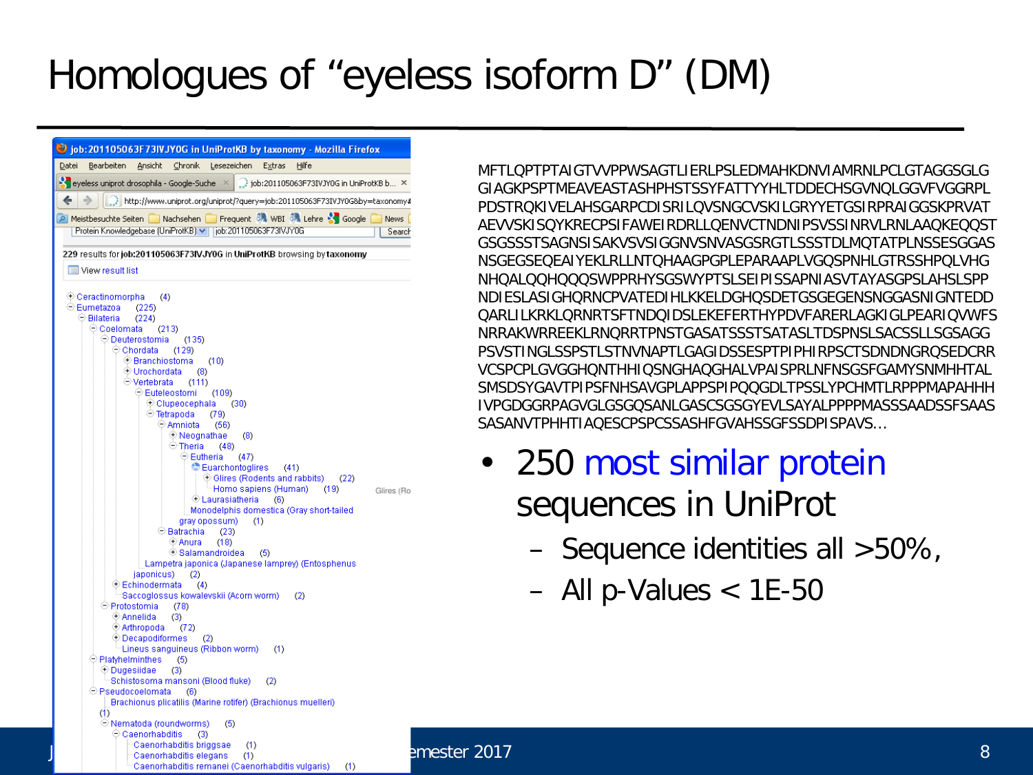# Homologues of "eyeless isoform D" (DM)

job:201105063F73IVJY0G in UniProtKB by taxonomy - Mozilla Firefox

229 results for **job:201105063F73IVJY0G** in **UniProtKB** browsing by **taxonomy**

View result list

- Ceractinomorpha (4)
- Eumetazoa (225)
  - Bilateria (224)
    - Coelomata (213)
      - Deuterostomia (135)
        - Chordata (129)
          - Branchiostoma (10)
          - Urochordata (8)
          - Vertebrata (111)
            - Euteleostomi (109)
              - Clupeocephala (30)
              - Tetrapoda (79)
                - Amniota (56)
                  - Neognathae (8)
                  - Theria (48)
                    - Eutheria (47)
                      - Euarchontoglires (41)
                        - Glires (Rodents and rabbits) (22)
                        - Homo sapiens (Human) (19)
                      - Laurasiatheria (6)
                    - Monodelphis domestica (Gray short-tailed gray opossum) (1)
                - Batrachia (23)
                  - Anura (18)
                  - Salamandroidea (5)
            - Lampetra japonica (Japanese lamprey) (Entosphenus japonicus) (2)
        - Echinodermata (4)
        - Saccoglossus kowalevskii (Acorn worm) (2)
      - Protostomia (78)
        - Annelida (3)
        - Arthropoda (72)
        - Decapodiformes (2)
        - Lineus sanguineus (Ribbon worm) (1)
    - Platyhelminthes (5)
      - Dugesiidae (3)
      - Schistosoma mansoni (Blood fluke) (2)
    - Pseudocoelomata (6)
      - Brachionus plicatilis (Marine rotifer) (Brachionus muelleri) (1)
      - Nematoda (roundworms) (5)
        - Caenorhabditis (3)
          - Caenorhabditis briggsae (1)
          - Caenorhabditis elegans (1)
          - Caenorhabditis remanei (Caenorhabditis vulgaris) (1)

MFTLQPTPTAIGTVVPPWSAGTLIERLPSLEDMAHKDNVIAMRNLPCLGTAGGSGLG
GIAGKPSPTMEAVEASTASHPHSTSSYFATTYYHLTDDECHSGVNQLGGVFVGGRPL
PDSTRQKIVELAHSGARPCDISRILQVSNGCVSKILGRYYETGSIRPRAIGGSKPRVAT
AEVVSKISQYKRECPSIFAWEIRDRLLQENVCTNDNIPSVSSINRVLRNLAAQKEQQST
GSGSSSTSAGNSISAKVSVSIGGNVSNVASGSRGTLSSSTDLMQTATPLNSSESGGAS
NSGEGSEQEAIYEKLRLLNTQHAAGPGPLEPARAAPLVGQSPNHLGTRSSHPQLVHG
NHQALQQHQQQSWPPRHYSGSWYPTSLSEIPISSAPNIASVTAYASGPSLAHSLSPP
NDIESLASIGHQRNCPVATEDIHLKKELDGHQSDETGSGEGENSNGGASNIGNTEDD
QARLILKRKLQRNRTSFTNDQIDSLEKEFERTHYPDVFARERLAGKIGLPEARIQVWFS
NRRAKWRREEKLRNQRRTPNSTGASATSSSTSATASLTDSPNSLSACSSLLSGSAGG
PSVSTINGLSSPSTLSTNVNAPTLGAGIDSSESPTPIPHIRPSCTSDNDNGRQSEDCRR
VCSPCPLGVGGHQNTHHIQSNGHAQGHALVPAISPRLNFNSGSFGAMYSNMHHTAL
SMSDSYGAVTPIPSFNHSAVGPLAPPSPIPQQGDLTPSSLYPCHMTLRPPPMAPAHHH
IVPGDGGRPAGVGLGSGQSANLGASCSGSGYEVLSAYALPPPPMASSSAADSSFSAAS
SASANVTPHHTIAQESCPSPCSSASHFGVAHSSGFSSDPISPAVS…

- 250 most similar protein sequences in UniProt
  - Sequence identities all >50%,
  - All p-Values < 1E-50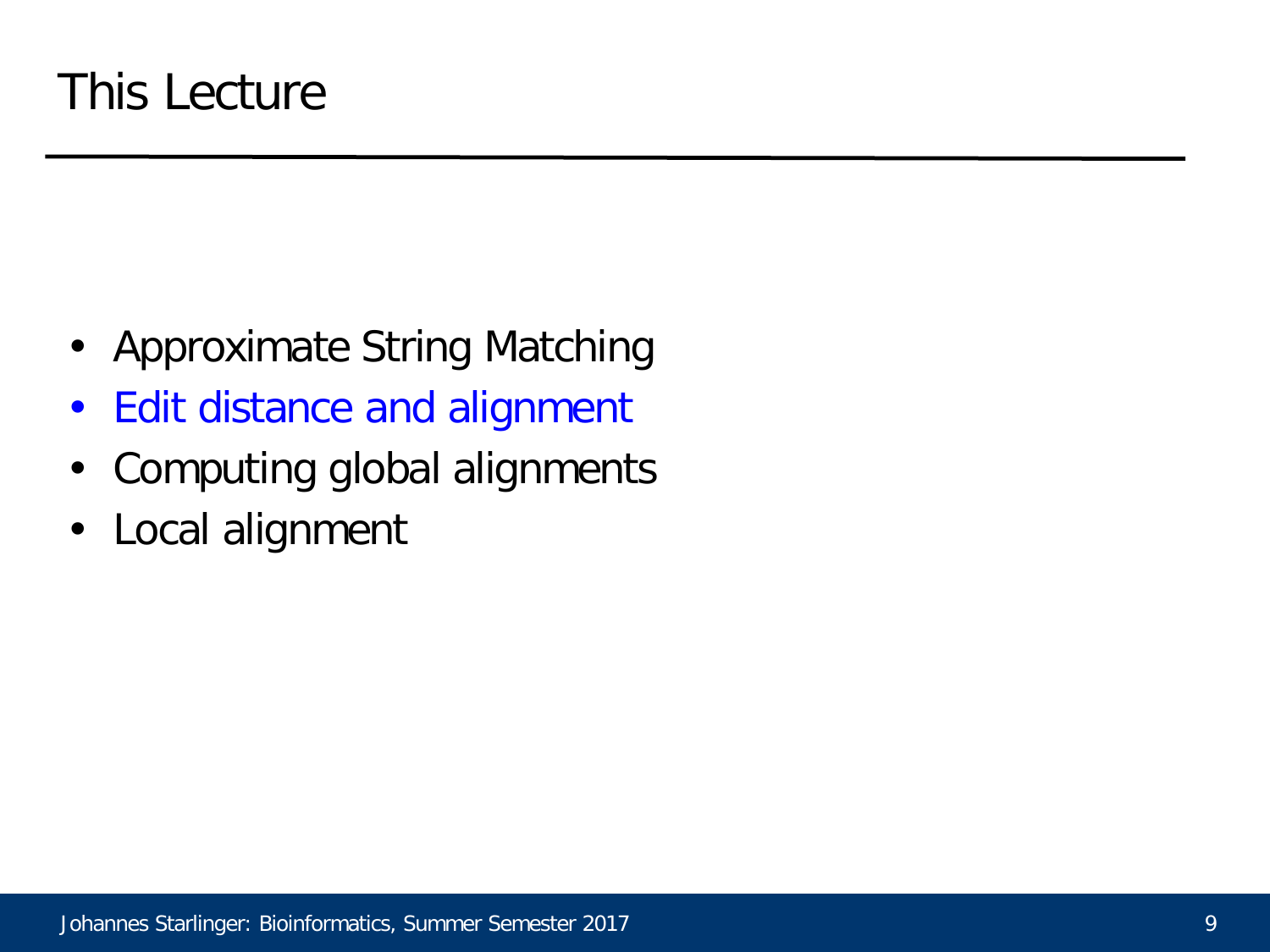# This Lecture

- Approximate String Matching
- Edit distance and alignment
- Computing global alignments
- Local alignment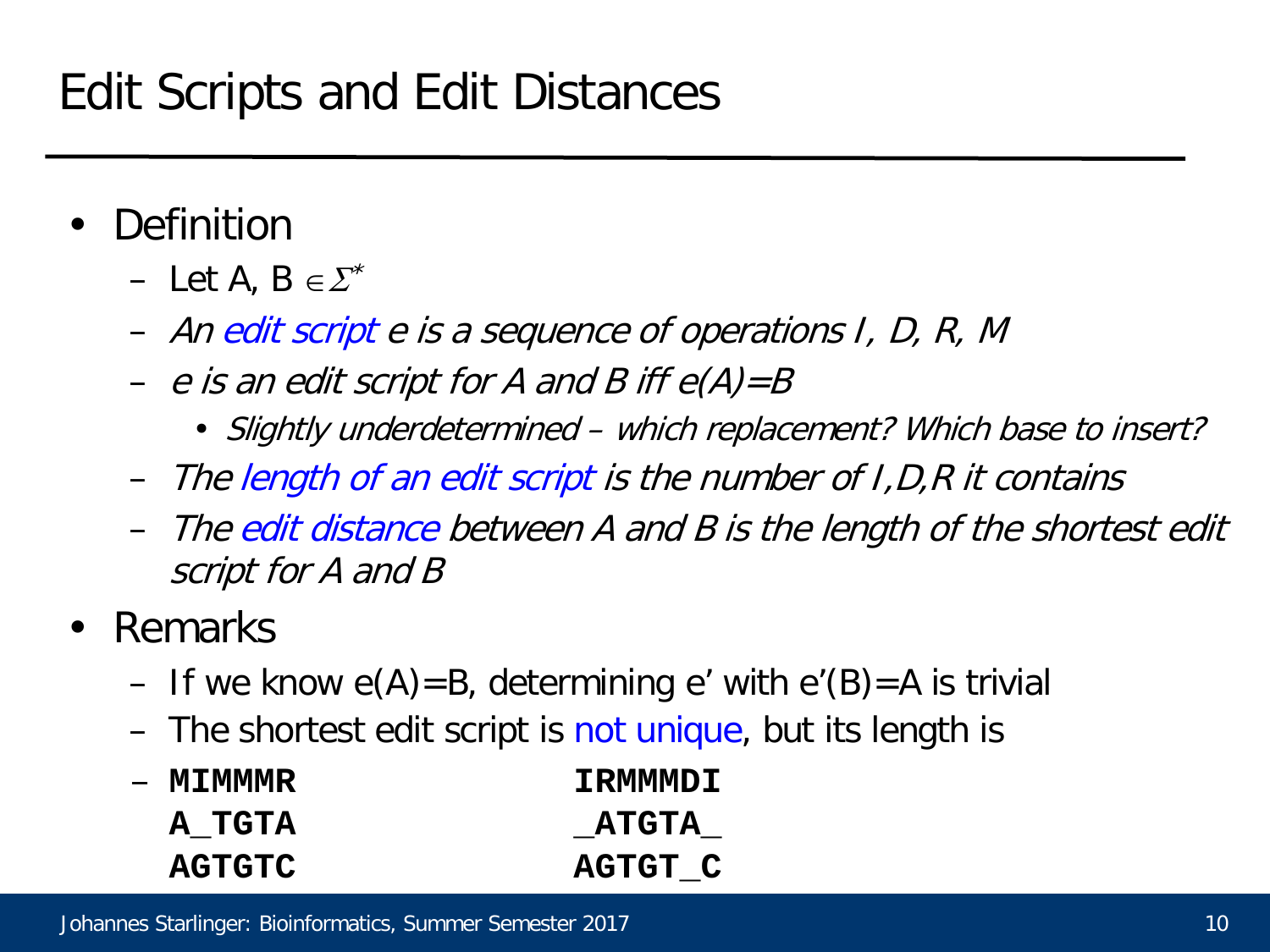# Edit Scripts and Edit Distances

- Definition
  - Let A, B $\in \Sigma^*$
  - *An edit script e is a sequence of operations I, D, R, M*
  - *e is an edit script for A and B iff e(A)=B*
    - *Slightly underdetermined – which replacement? Which base to insert?*
  - *The length of an edit script is the number of I,D,R it contains*
  - *The edit distance between A and B is the length of the shortest edit script for A and B*
- Remarks
  - If we know e(A)=B, determining e' with e'(B)=A is trivial
  - The shortest edit script is not unique, but its length is
  - 

```
MIMMMR          IRMMMDI
A_TGTA          _ATGTA_
AGTGTC          AGTGT_C
```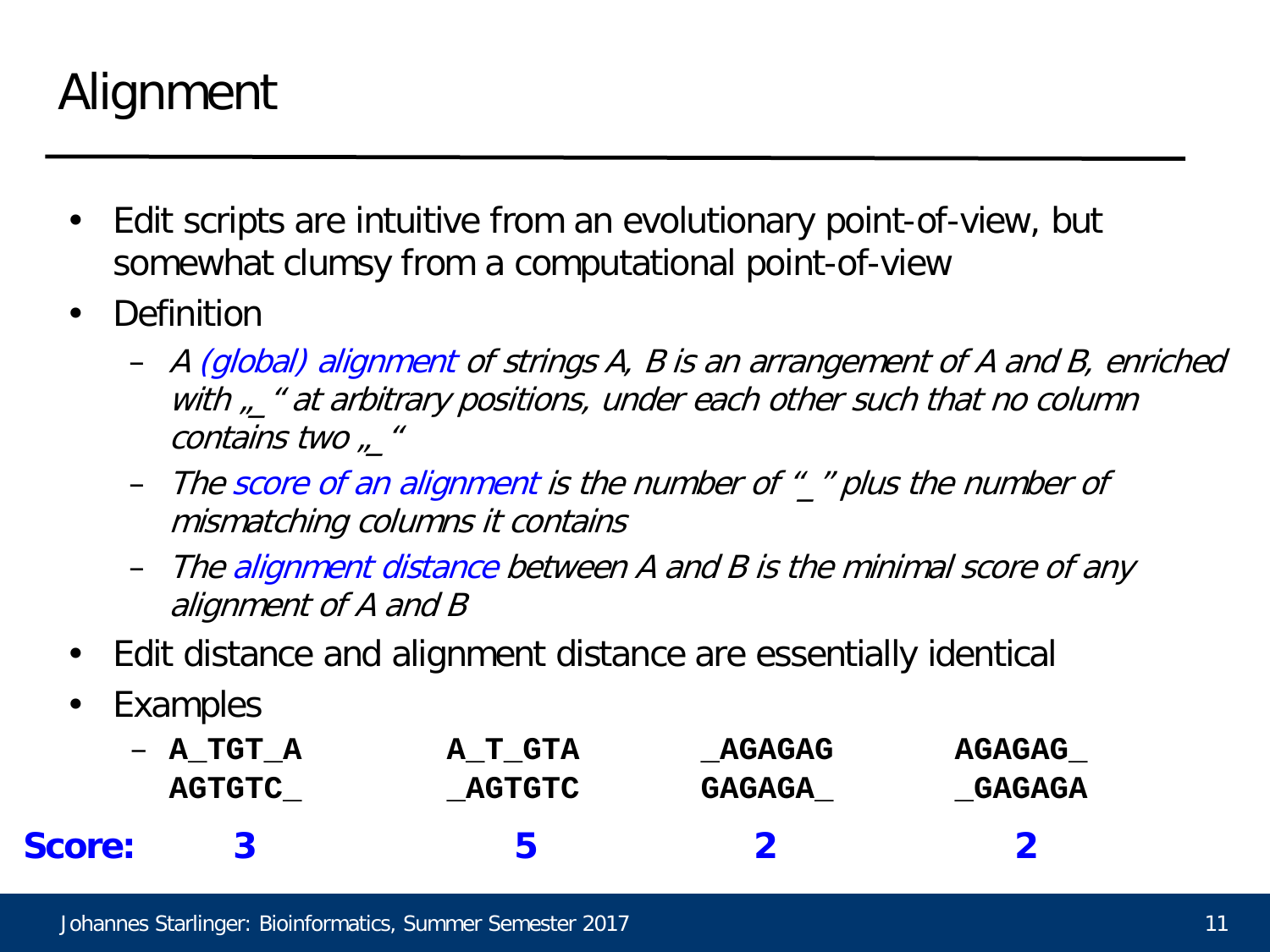# Alignment

- Edit scripts are intuitive from an evolutionary point-of-view, but somewhat clumsy from a computational point-of-view
- Definition
  - *A (global) alignment of strings A, B is an arrangement of A and B, enriched with „_ “ at arbitrary positions, under each other such that no column contains two „_ “*
  - *The score of an alignment is the number of “_ ” plus the number of mismatching columns it contains*
  - *The alignment distance between A and B is the minimal score of any alignment of A and B*
- Edit distance and alignment distance are essentially identical
- Examples

```
A_TGT_A     A_T_GTA     _AGAGAG     AGAGAG_
AGTGTC_     _AGTGTC     GAGAGA_     _GAGAGA
```

| **Score:** | **3** | **5** | **2** | **2** |
|---|---|---|---|---|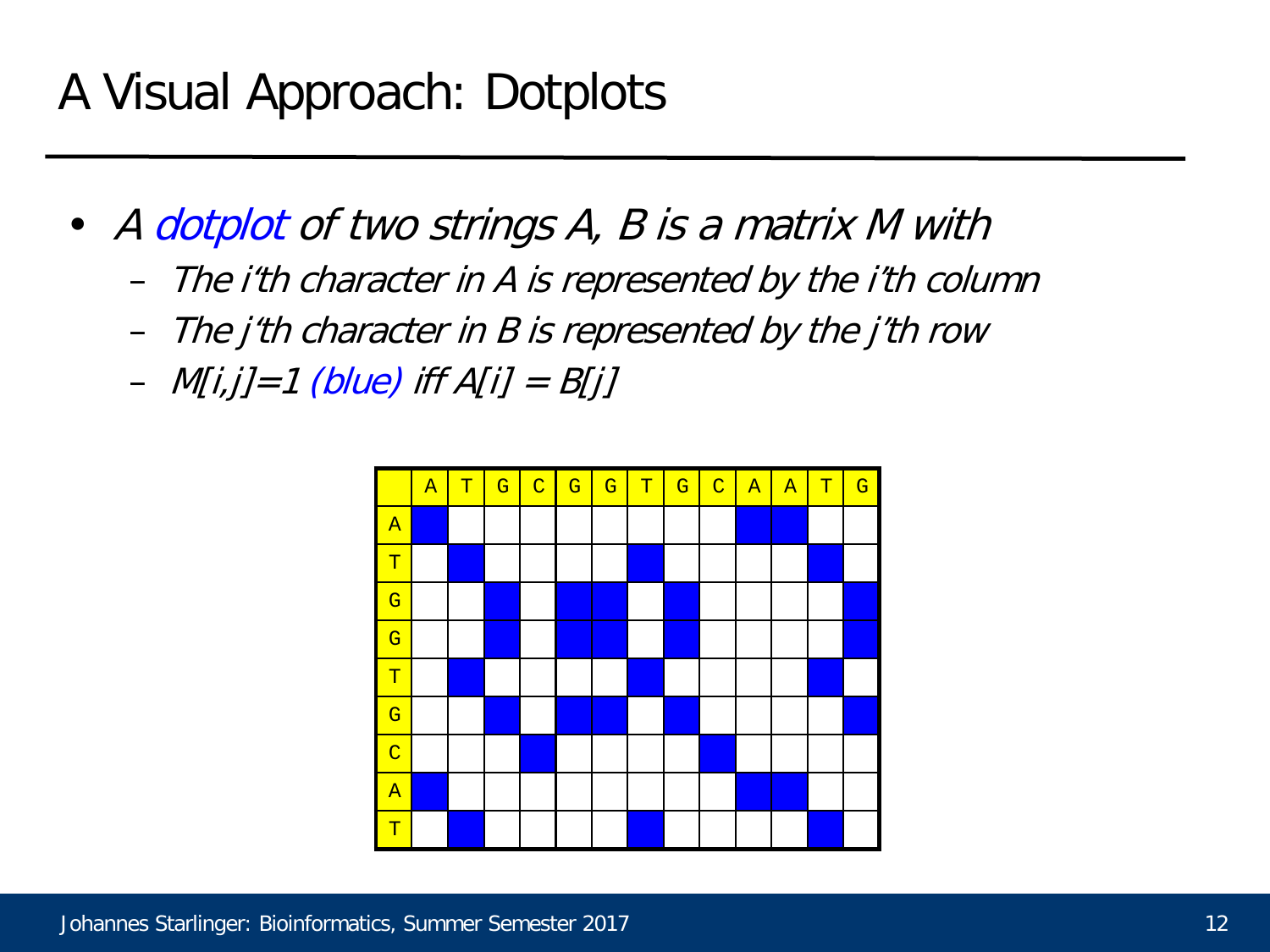# A Visual Approach: Dotplots

- *A dotplot of two strings A, B is a matrix M with*
  - *The i'th character in A is represented by the i'th column*
  - *The j'th character in B is represented by the j'th row*
  - *$M[i,j]=1$ (blue) iff $A[i] = B[j]$*

| | A | T | G | C | G | G | T | G | C | A | A | T | G |
|---|---|---|---|---|---|---|---|---|---|---|---|---|---|
| A | 1 | | | | | | | | | 1 | 1 | | |
| T | | 1 | | | | | 1 | | | | | 1 | |
| G | | | 1 | | 1 | 1 | | 1 | | | | | 1 |
| G | | | 1 | | 1 | 1 | | 1 | | | | | 1 |
| T | | 1 | | | | | 1 | | | | | 1 | |
| G | | | 1 | | 1 | 1 | | 1 | | | | | 1 |
| C | | | | 1 | | | | | 1 | | | | |
| A | 1 | | | | | | | | | 1 | 1 | | |
| T | | 1 | | | | | 1 | | | | | 1 | |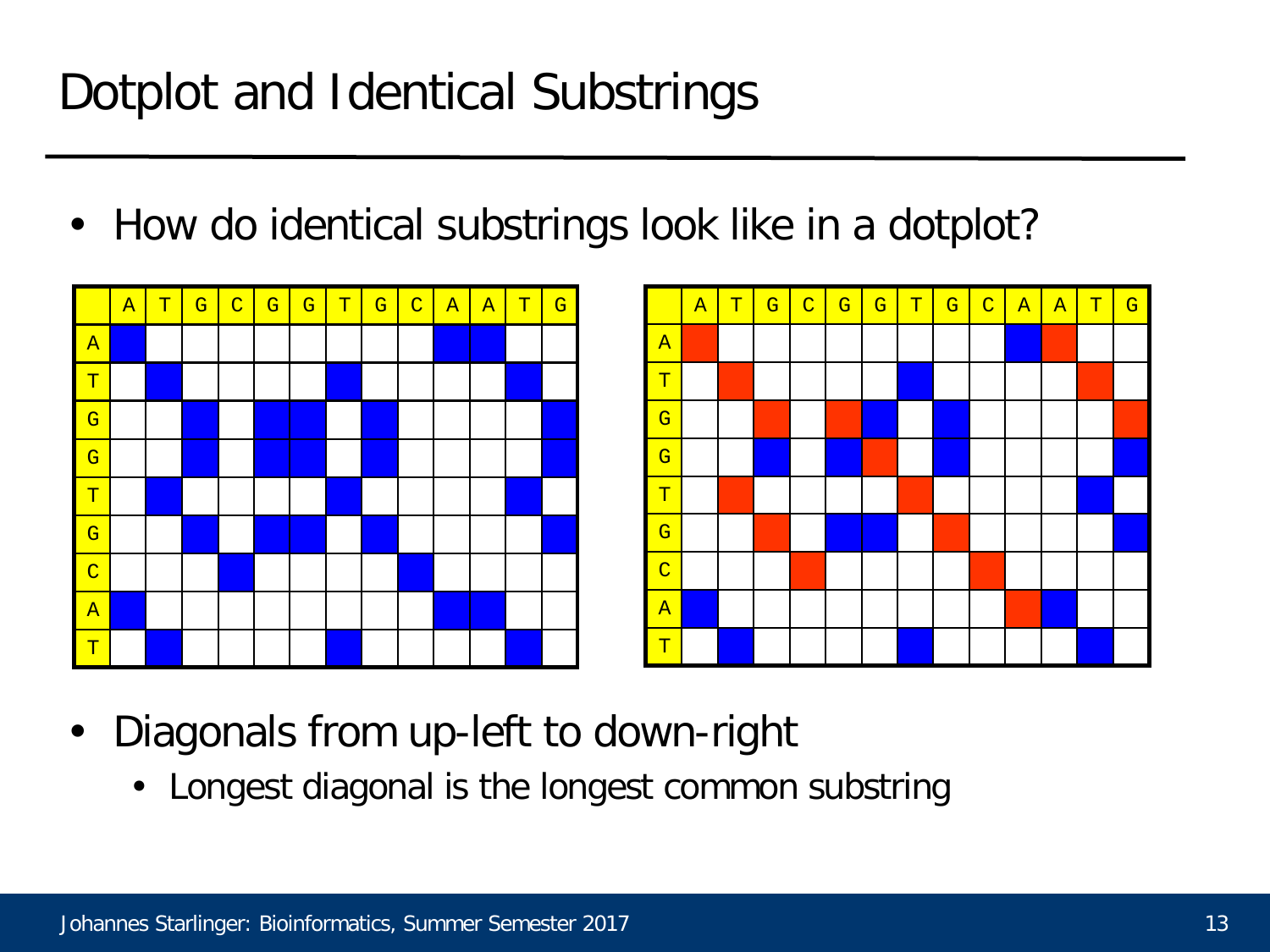# Dotplot and Identical Substrings

- How do identical substrings look like in a dotplot?

| | A | T | G | C | G | G | T | G | C | A | A | T | G |
|---|---|---|---|---|---|---|---|---|---|---|---|---|---|
| A | | | | | | | | | | | | | |
| T | | | | | | | | | | | | | |
| G | | | | | | | | | | | | | |
| G | | | | | | | | | | | | | |
| T | | | | | | | | | | | | | |
| G | | | | | | | | | | | | | |
| C | | | | | | | | | | | | | |
| A | | | | | | | | | | | | | |
| T | | | | | | | | | | | | | |

| | A | T | G | C | G | G | T | G | C | A | A | T | G |
|---|---|---|---|---|---|---|---|---|---|---|---|---|---|
| A | | | | | | | | | | | | | |
| T | | | | | | | | | | | | | |
| G | | | | | | | | | | | | | |
| G | | | | | | | | | | | | | |
| T | | | | | | | | | | | | | |
| G | | | | | | | | | | | | | |
| C | | | | | | | | | | | | | |
| A | | | | | | | | | | | | | |
| T | | | | | | | | | | | | | |

- Diagonals from up-left to down-right
  - Longest diagonal is the longest common substring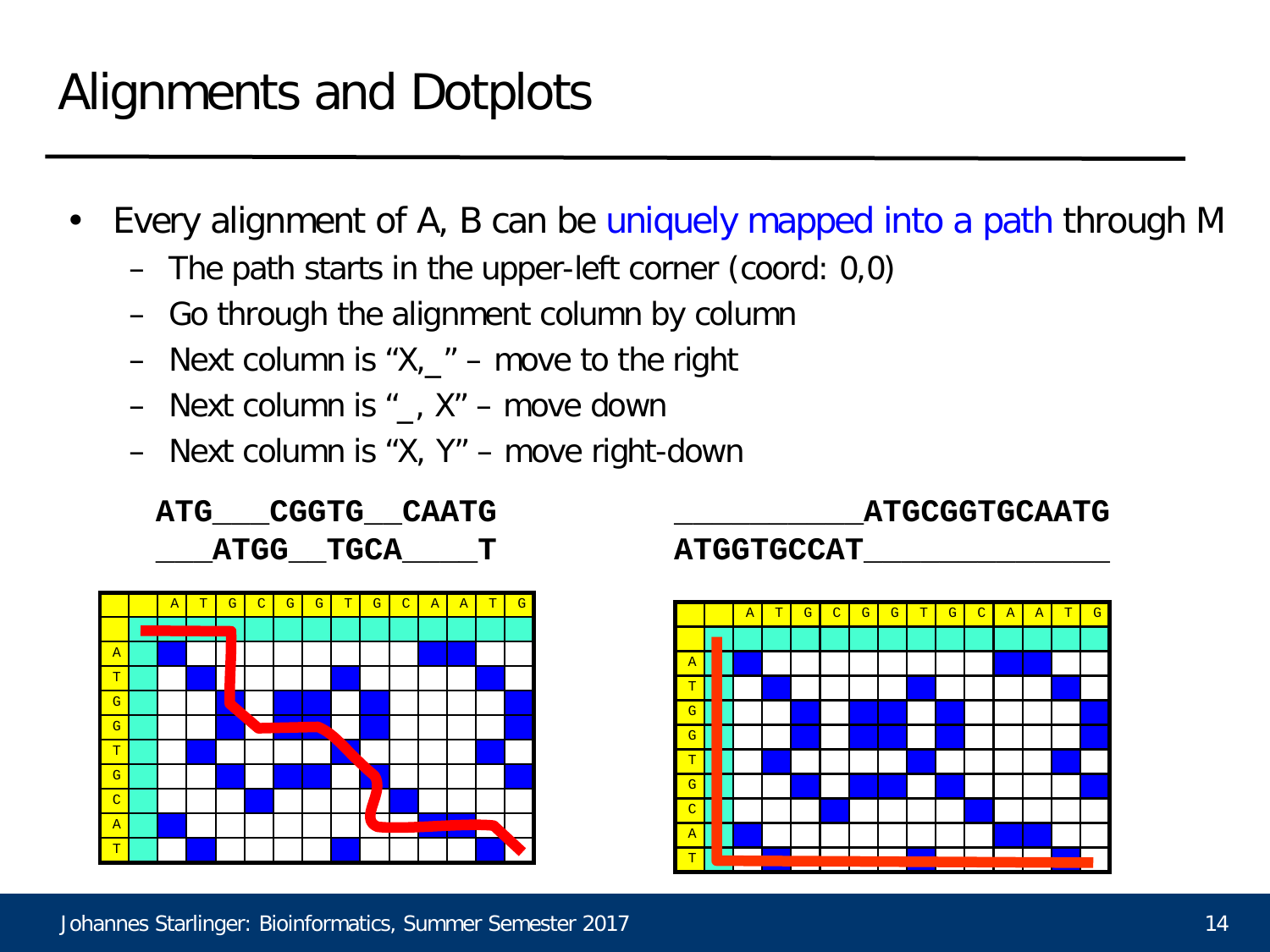# Alignments and Dotplots

- Every alignment of A, B can be uniquely mapped into a path through M
  - The path starts in the upper-left corner (coord: 0,0)
  - Go through the alignment column by column
  - Next column is "X,_" – move to the right
  - Next column is "_, X" – move down
  - Next column is "X, Y" – move right-down

```
ATG___CGGTG__CAATG
___ATGG__TGCA____T
```

```
___________ATGCGGTGCAATG
ATGGTGCCAT______________
```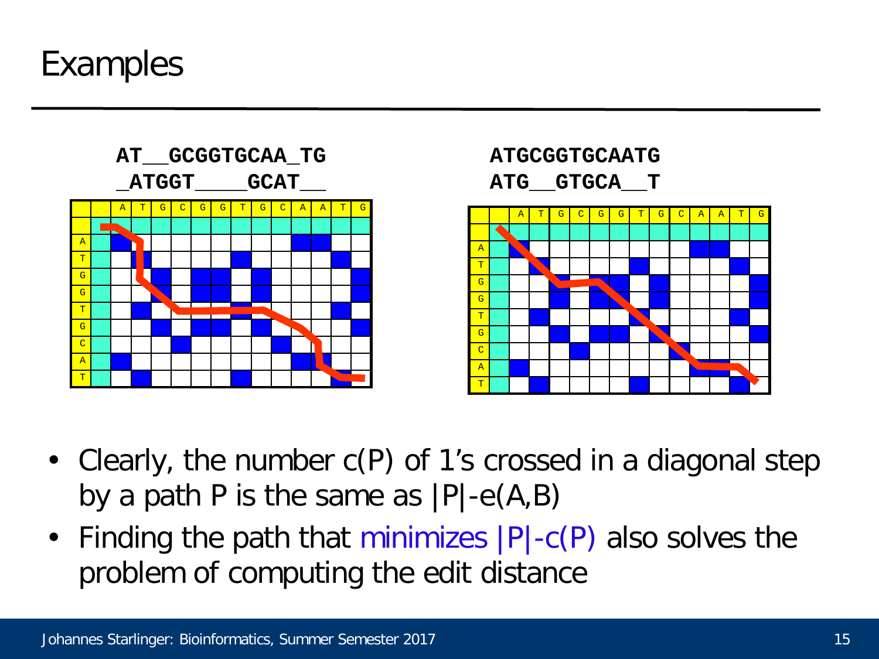# Examples

```
AT__GCGGTGCAA_TG
_ATGGT____GCAT__
```

```
ATGCGGTGCAATG
ATG__GTGCA__T
```

- Clearly, the number $c(P)$ of 1's crossed in a diagonal step by a path $P$ is the same as $|P|$-$e(A,B)$
- Finding the path that minimizes $|P|$-$c(P)$ also solves the problem of computing the edit distance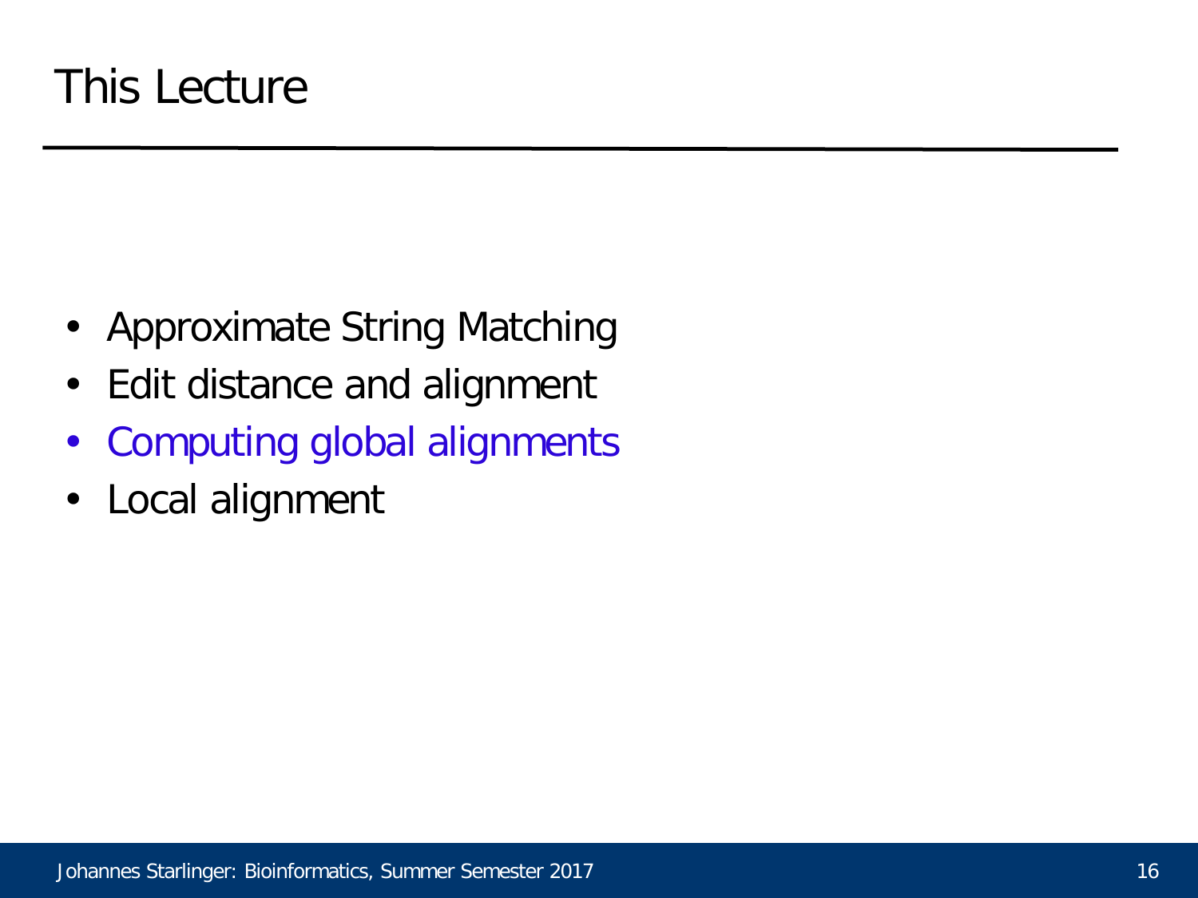# This Lecture

- Approximate String Matching
- Edit distance and alignment
- Computing global alignments
- Local alignment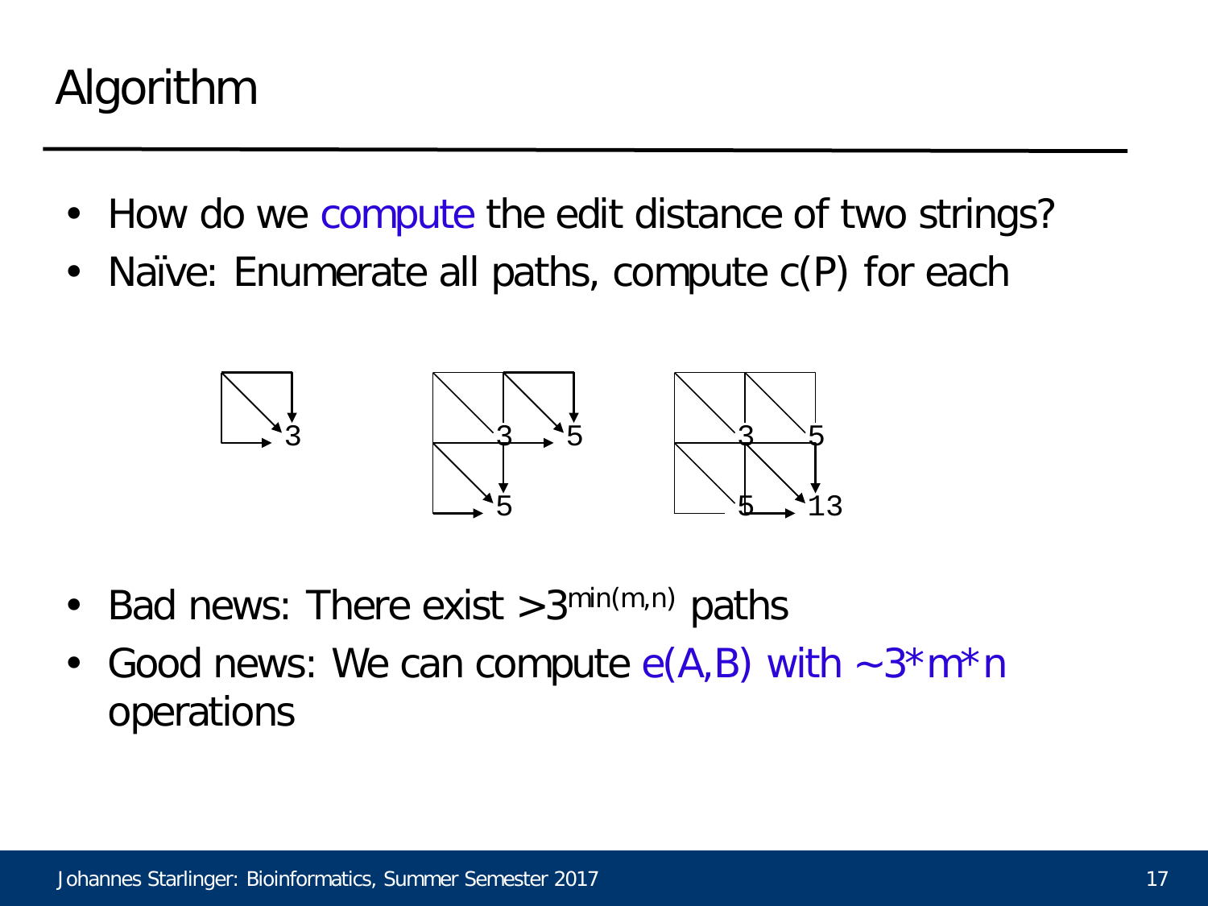# Algorithm

- How do we compute the edit distance of two strings?
- Naïve: Enumerate all paths, compute c(P) for each

- Bad news: There exist $>3^{\min(m,n)}$ paths
- Good news: We can compute e(A,B) with ~3*m*n operations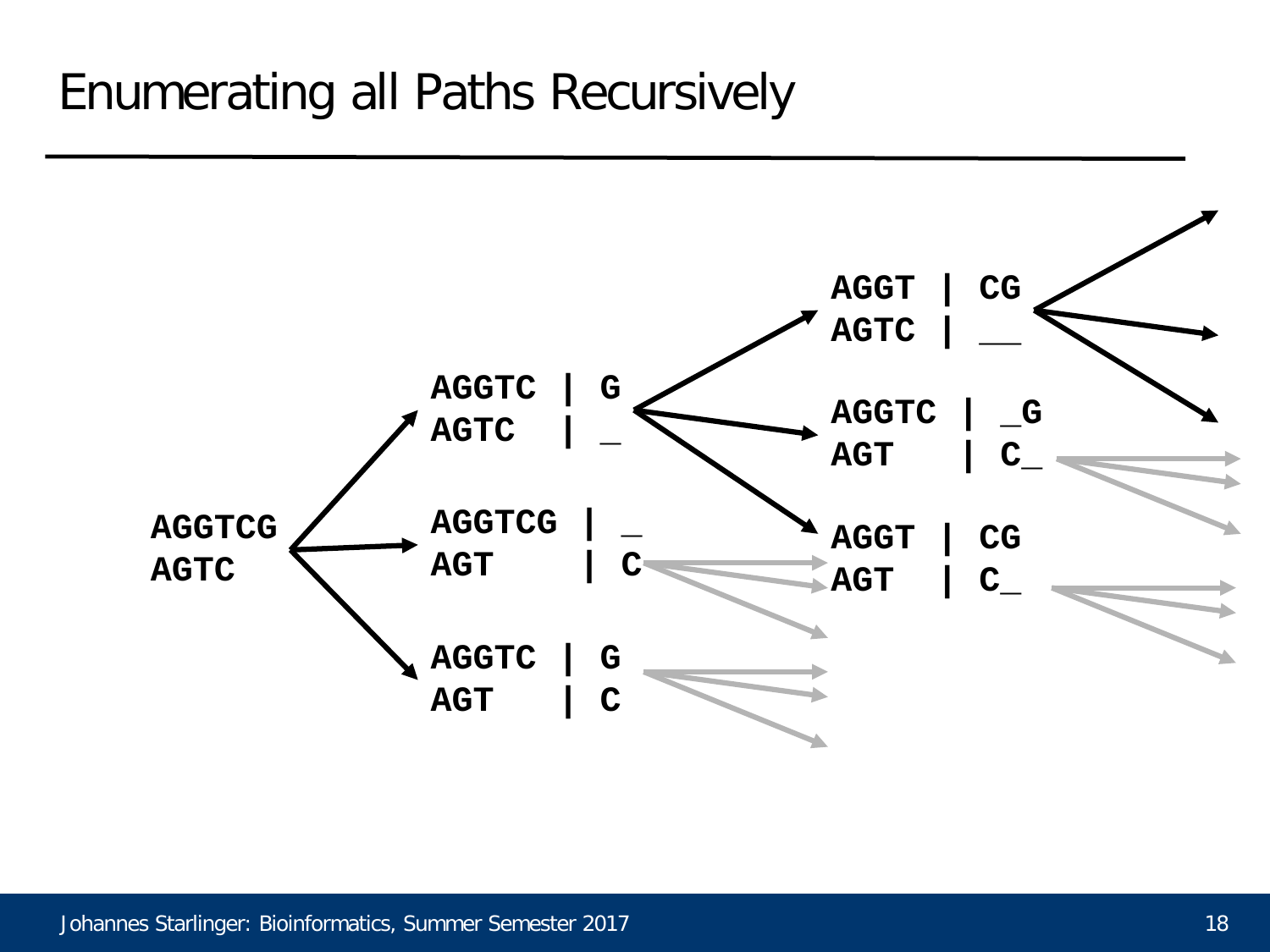# Enumerating all Paths Recursively

```
                                              AGGT | CG
                                              AGTC | __
                    AGGTC | G
                    AGTC  | _                 AGGTC | _G
                                              AGT   | C_
AGGTCG              AGGTCG | _
AGTC                AGT    | C                AGGT | CG
                                              AGT  | C_
                    AGGTC | G
                    AGT   | C
```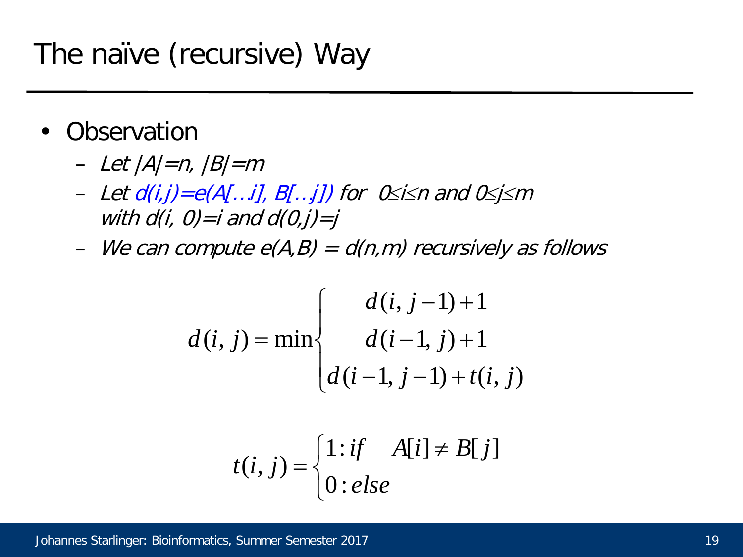# The naïve (recursive) Way

- Observation
  - *Let $|A|=n$, $|B|=m$*
  - *Let $d(i,j)=e(A[\ldots i], B[\ldots j])$ for $0 \leq i \leq n$ and $0 \leq j \leq m$ with $d(i, 0)=i$ and $d(0,j)=j$*
  - *We can compute $e(A,B) = d(n,m)$ recursively as follows*

$$
d(i, j) = \min \begin{cases} d(i, j-1) + 1 \\ d(i-1, j) + 1 \\ d(i-1, j-1) + t(i, j) \end{cases}
$$

$$
t(i, j) = \begin{cases} 1 : if \quad A[i] \neq B[j] \\ 0 : else \end{cases}
$$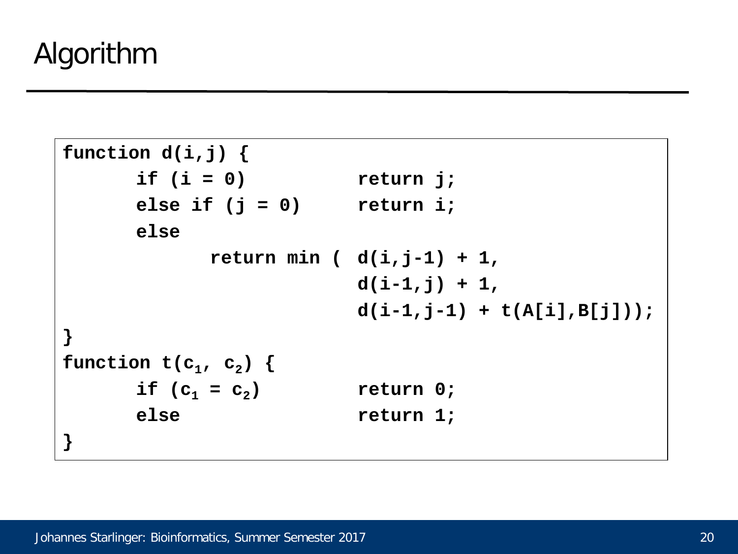# Algorithm

```
function d(i,j) {
      if (i = 0)          return j;
      else if (j = 0)     return i;
      else
            return min (  d(i,j-1) + 1,
                          d(i-1,j) + 1,
                          d(i-1,j-1) + t(A[i],B[j]));
}
function t(c1, c2) {
      if (c1 = c2)        return 0;
      else                return 1;
}
```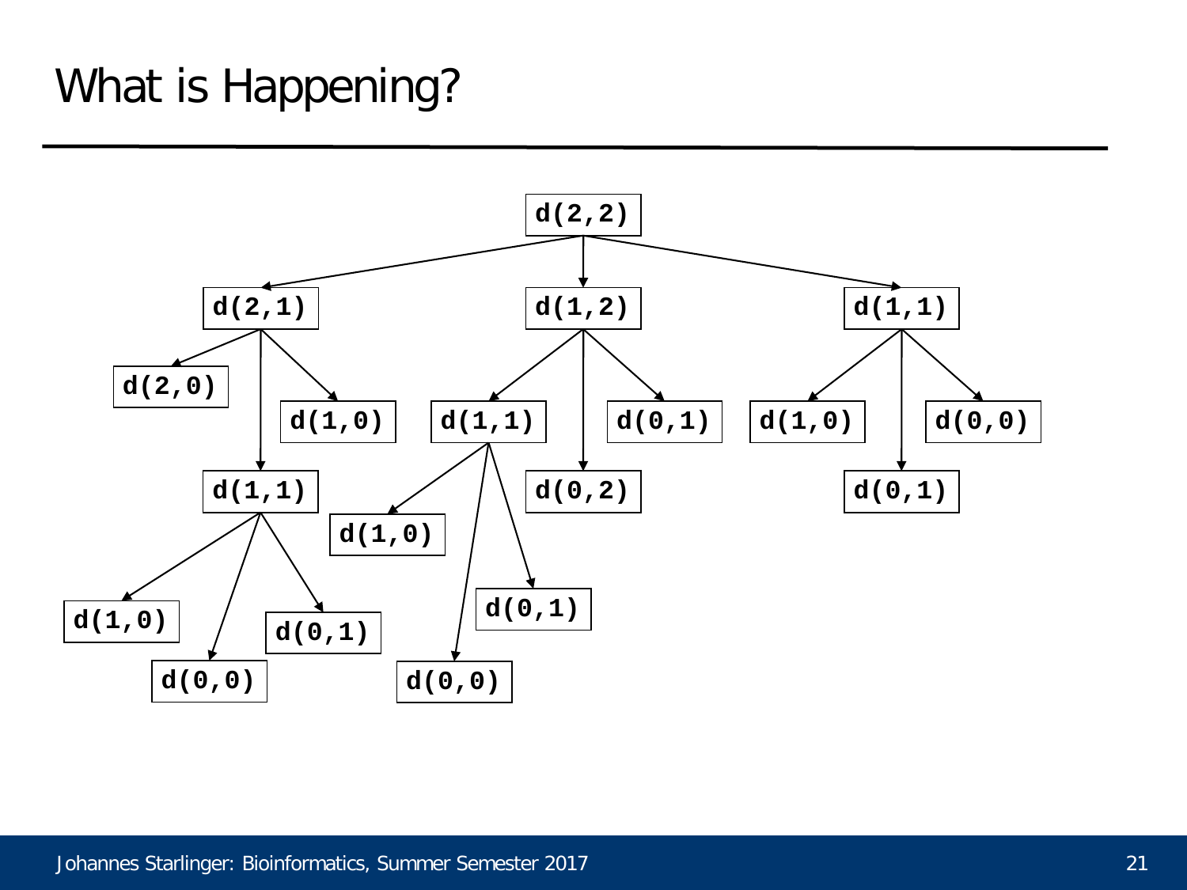# What is Happening?

```
d(2,2)
├── d(2,1)
│   ├── d(2,0)
│   ├── d(1,1)
│   │   ├── d(1,0)
│   │   ├── d(0,0)
│   │   └── d(0,1)
│   └── d(1,0)
├── d(1,2)
│   ├── d(1,1)
│   │   ├── d(1,0)
│   │   ├── d(0,0)
│   │   └── d(0,1)
│   ├── d(0,2)
│   └── d(0,1)
└── d(1,1)
    ├── d(1,0)
    ├── d(0,1)
    └── d(0,0)
```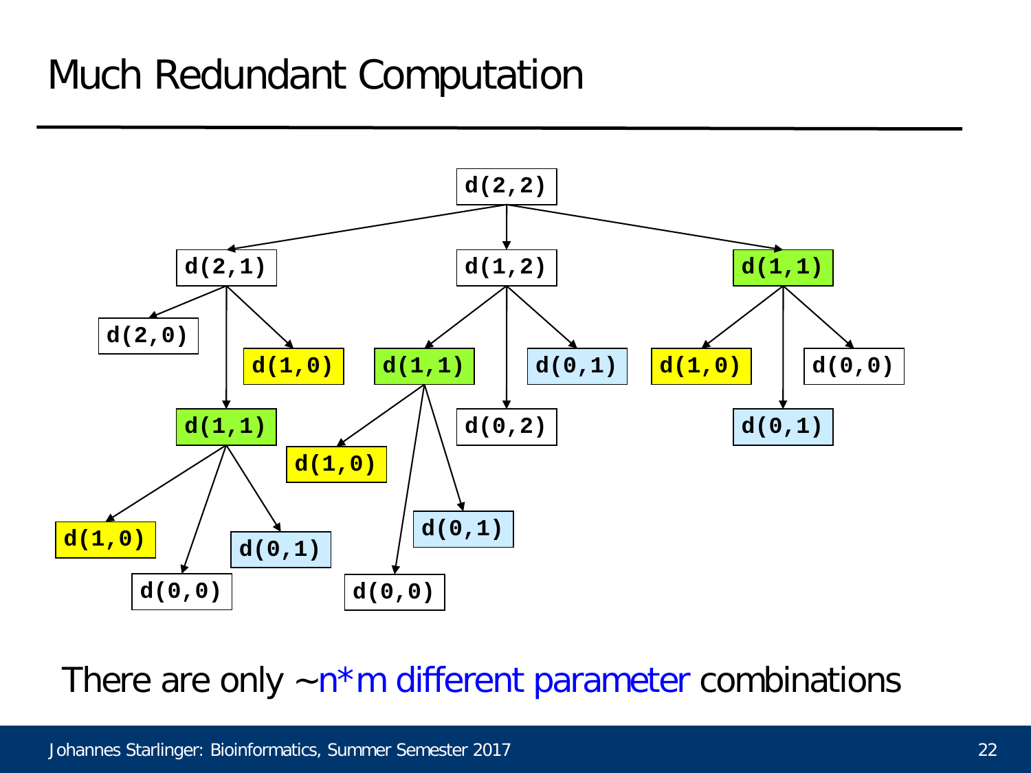# Much Redundant Computation

```
d(2,2)
├── d(2,1)
│   ├── d(2,0)
│   ├── d(1,1)
│   │   ├── d(1,0)
│   │   ├── d(0,0)
│   │   └── d(0,1)
│   └── d(1,0)
├── d(1,2)
│   ├── d(1,1)
│   │   ├── d(1,0)
│   │   ├── d(0,0)
│   │   └── d(0,1)
│   ├── d(0,2)
│   └── d(0,1)
└── d(1,1)
    ├── d(1,0)
    ├── d(0,1)
    └── d(0,0)
```

There are only ~n*m different parameter combinations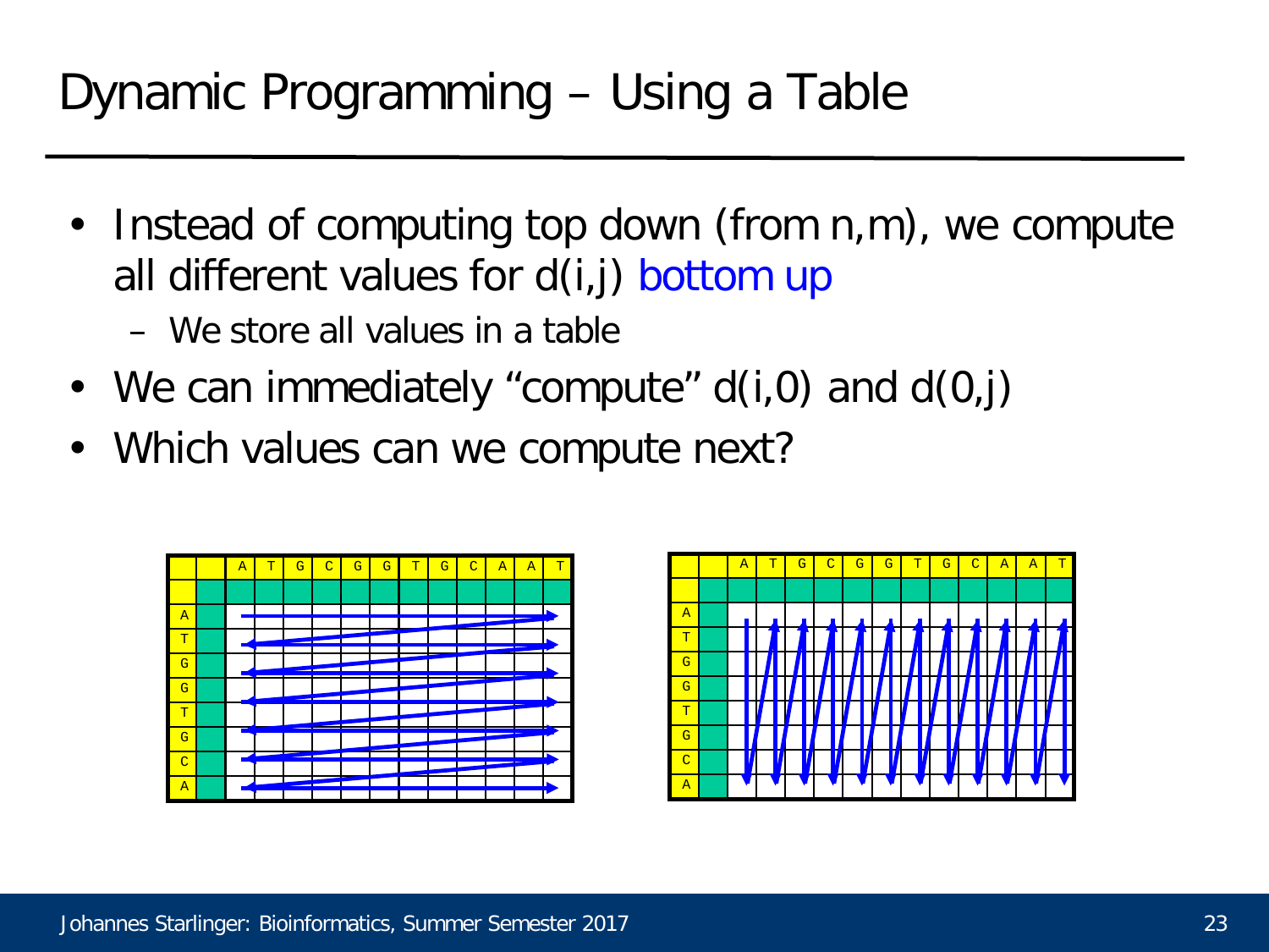# Dynamic Programming – Using a Table

- Instead of computing top down (from n,m), we compute all different values for d(i,j) bottom up
  - We store all values in a table
- We can immediately "compute" d(i,0) and d(0,j)
- Which values can we compute next?

|  |  | A | T | G | C | G | G | T | G | C | A | A | T |
|---|---|---|---|---|---|---|---|---|---|---|---|---|---|
|  |  |  |  |  |  |  |  |  |  |  |  |  |  |
| A |  |  |  |  |  |  |  |  |  |  |  |  |  |
| T |  |  |  |  |  |  |  |  |  |  |  |  |  |
| G |  |  |  |  |  |  |  |  |  |  |  |  |  |
| G |  |  |  |  |  |  |  |  |  |  |  |  |  |
| T |  |  |  |  |  |  |  |  |  |  |  |  |  |
| G |  |  |  |  |  |  |  |  |  |  |  |  |  |
| C |  |  |  |  |  |  |  |  |  |  |  |  |  |
| A |  |  |  |  |  |  |  |  |  |  |  |  |  |

|  |  | A | T | G | C | G | G | T | G | C | A | A | T |
|---|---|---|---|---|---|---|---|---|---|---|---|---|---|
|  |  |  |  |  |  |  |  |  |  |  |  |  |  |
| A |  |  |  |  |  |  |  |  |  |  |  |  |  |
| T |  |  |  |  |  |  |  |  |  |  |  |  |  |
| G |  |  |  |  |  |  |  |  |  |  |  |  |  |
| G |  |  |  |  |  |  |  |  |  |  |  |  |  |
| T |  |  |  |  |  |  |  |  |  |  |  |  |  |
| G |  |  |  |  |  |  |  |  |  |  |  |  |  |
| C |  |  |  |  |  |  |  |  |  |  |  |  |  |
| A |  |  |  |  |  |  |  |  |  |  |  |  |  |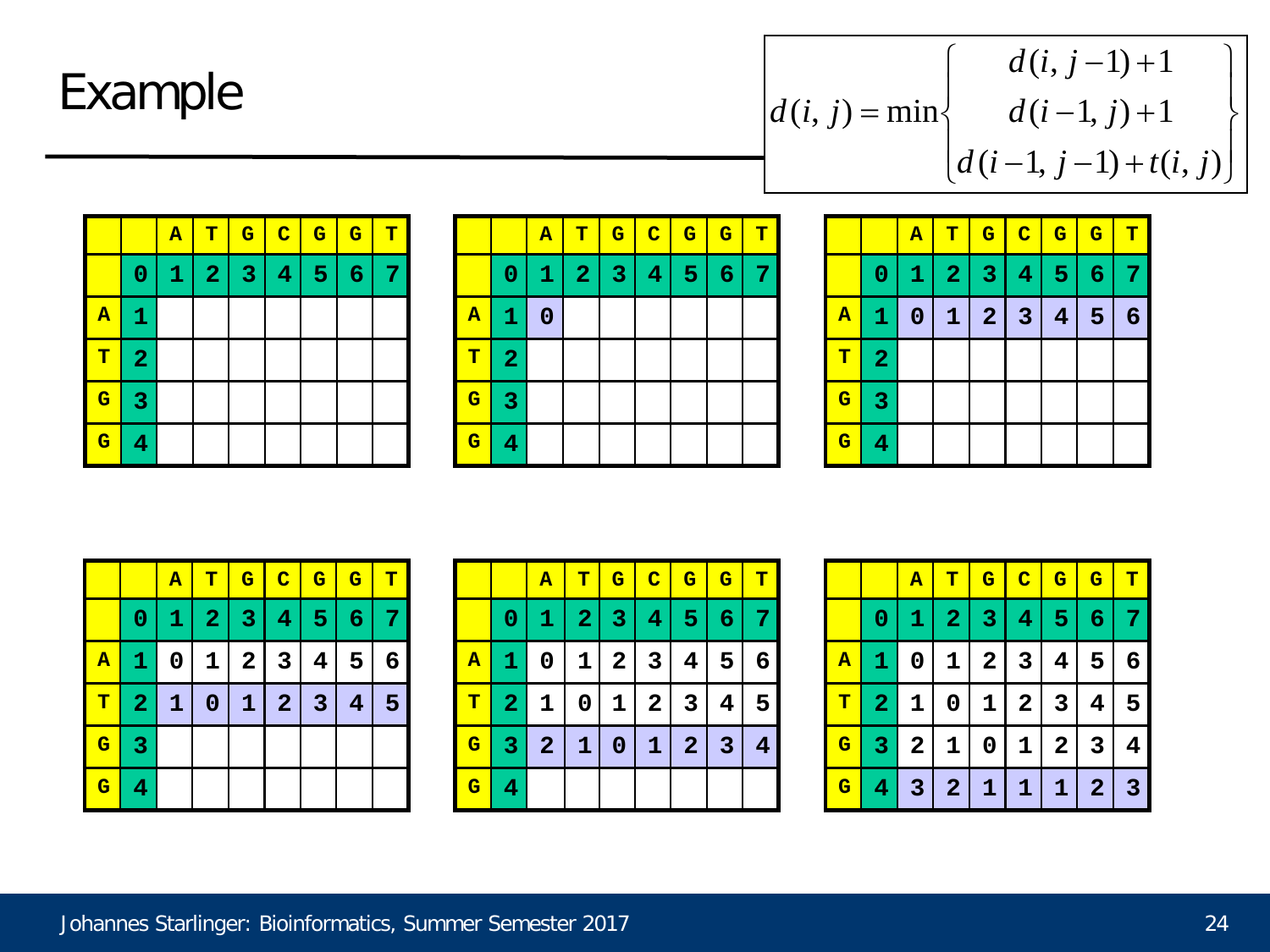# Example

$$d(i,j) = \min \begin{Bmatrix} d(i, j-1) + 1 \\ d(i-1, j) + 1 \\ d(i-1, j-1) + t(i,j) \end{Bmatrix}$$

| | | A | T | G | C | G | G | T |
|---|---|---|---|---|---|---|---|---|
| | 0 | 1 | 2 | 3 | 4 | 5 | 6 | 7 |
| A | 1 | | | | | | | |
| T | 2 | | | | | | | |
| G | 3 | | | | | | | |
| G | 4 | | | | | | | |

| | | A | T | G | C | G | G | T |
|---|---|---|---|---|---|---|---|---|
| | 0 | 1 | 2 | 3 | 4 | 5 | 6 | 7 |
| A | 1 | 0 | | | | | | |
| T | 2 | | | | | | | |
| G | 3 | | | | | | | |
| G | 4 | | | | | | | |

| | | A | T | G | C | G | G | T |
|---|---|---|---|---|---|---|---|---|
| | 0 | 1 | 2 | 3 | 4 | 5 | 6 | 7 |
| A | 1 | 0 | 1 | 2 | 3 | 4 | 5 | 6 |
| T | 2 | | | | | | | |
| G | 3 | | | | | | | |
| G | 4 | | | | | | | |

| | | A | T | G | C | G | G | T |
|---|---|---|---|---|---|---|---|---|
| | 0 | 1 | 2 | 3 | 4 | 5 | 6 | 7 |
| A | 1 | 0 | 1 | 2 | 3 | 4 | 5 | 6 |
| T | 2 | 1 | 0 | 1 | 2 | 3 | 4 | 5 |
| G | 3 | | | | | | | |
| G | 4 | | | | | | | |

| | | A | T | G | C | G | G | T |
|---|---|---|---|---|---|---|---|---|
| | 0 | 1 | 2 | 3 | 4 | 5 | 6 | 7 |
| A | 1 | 0 | 1 | 2 | 3 | 4 | 5 | 6 |
| T | 2 | 1 | 0 | 1 | 2 | 3 | 4 | 5 |
| G | 3 | 2 | 1 | 0 | 1 | 2 | 3 | 4 |
| G | 4 | | | | | | | |

| | | A | T | G | C | G | G | T |
|---|---|---|---|---|---|---|---|---|
| | 0 | 1 | 2 | 3 | 4 | 5 | 6 | 7 |
| A | 1 | 0 | 1 | 2 | 3 | 4 | 5 | 6 |
| T | 2 | 1 | 0 | 1 | 2 | 3 | 4 | 5 |
| G | 3 | 2 | 1 | 0 | 1 | 2 | 3 | 4 |
| G | 4 | 3 | 2 | 1 | 1 | 1 | 2 | 3 |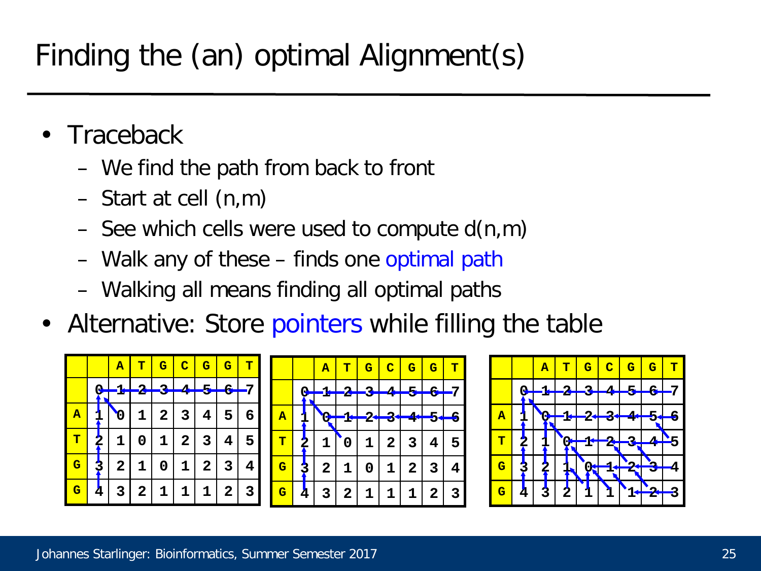# Finding the (an) optimal Alignment(s)

- Traceback
  - We find the path from back to front
  - Start at cell (n,m)
  - See which cells were used to compute d(n,m)
  - Walk any of these – finds one optimal path
  - Walking all means finding all optimal paths
- Alternative: Store pointers while filling the table

| | | A | T | G | C | G | G | T |
|---|---|---|---|---|---|---|---|---|
| | 0 | 1 | 2 | 3 | 4 | 5 | 6 | 7 |
| A | 1 | 0 | 1 | 2 | 3 | 4 | 5 | 6 |
| T | 2 | 1 | 0 | 1 | 2 | 3 | 4 | 5 |
| G | 3 | 2 | 1 | 0 | 1 | 2 | 3 | 4 |
| G | 4 | 3 | 2 | 1 | 1 | 1 | 2 | 3 |

| | | A | T | G | C | G | G | T |
|---|---|---|---|---|---|---|---|---|
| | 0 | 1 | 2 | 3 | 4 | 5 | 6 | 7 |
| A | 1 | 0 | 1 | 2 | 3 | 4 | 5 | 6 |
| T | 2 | 1 | 0 | 1 | 2 | 3 | 4 | 5 |
| G | 3 | 2 | 1 | 0 | 1 | 2 | 3 | 4 |
| G | 4 | 3 | 2 | 1 | 1 | 1 | 2 | 3 |

| | | A | T | G | C | G | G | T |
|---|---|---|---|---|---|---|---|---|
| | 0 | 1 | 2 | 3 | 4 | 5 | 6 | 7 |
| A | 1 | 0 | 1 | 2 | 3 | 4 | 5 | 6 |
| T | 2 | 1 | 0 | 1 | 2 | 3 | 4 | 5 |
| G | 3 | 2 | 1 | 0 | 1 | 2 | 3 | 4 |
| G | 4 | 3 | 2 | 1 | 1 | 1 | 2 | 3 |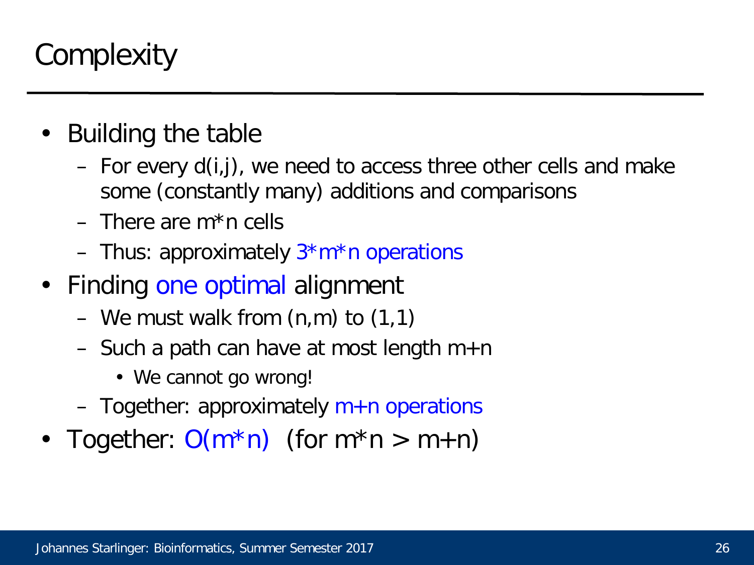# Complexity

- Building the table
  - For every d(i,j), we need to access three other cells and make some (constantly many) additions and comparisons
  - There are m*n cells
  - Thus: approximately 3*m*n operations
- Finding one optimal alignment
  - We must walk from (n,m) to (1,1)
  - Such a path can have at most length m+n
    - We cannot go wrong!
  - Together: approximately m+n operations
- Together: O(m*n) (for m*n > m+n)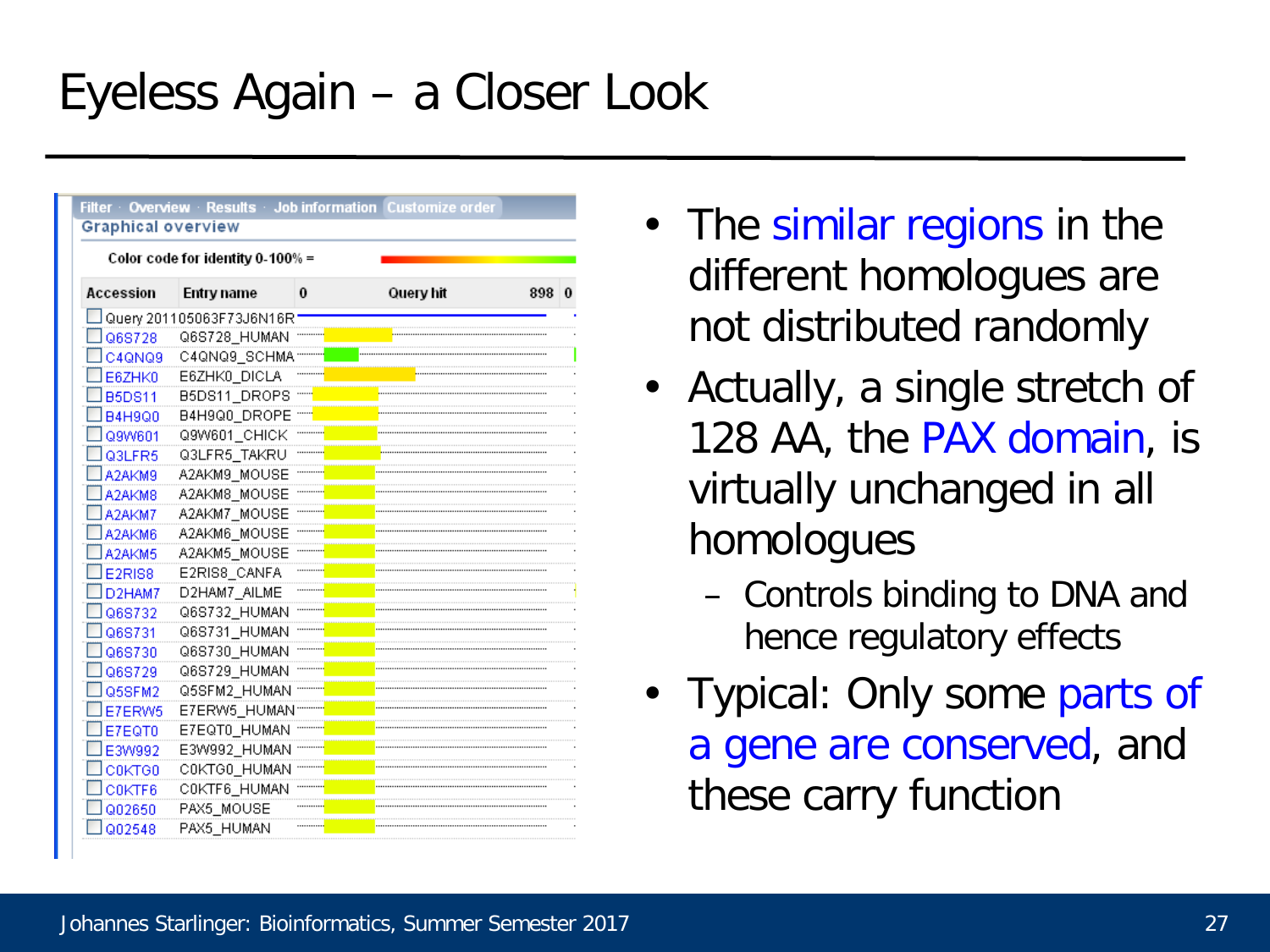# Eyeless Again – a Closer Look

Filter · Overview · Results · Job information · Customize order

Graphical overview

Color code for identity 0-100% =

| Accession | Entry name | 0 | Query hit | 898 | 0 |
|---|---|---|---|---|---|
| Query 201105063F73J6N16R | | | | | |
| Q6S728 | Q6S728_HUMAN | | | | |
| C4QNQ9 | C4QNQ9_SCHMA | | | | |
| E6ZHK0 | E6ZHK0_DICLA | | | | |
| B5DS11 | B5DS11_DROPS | | | | |
| B4H9Q0 | B4H9Q0_DROPE | | | | |
| Q9W601 | Q9W601_CHICK | | | | |
| Q3LFR5 | Q3LFR5_TAKRU | | | | |
| A2AKM9 | A2AKM9_MOUSE | | | | |
| A2AKM8 | A2AKM8_MOUSE | | | | |
| A2AKM7 | A2AKM7_MOUSE | | | | |
| A2AKM6 | A2AKM6_MOUSE | | | | |
| A2AKM5 | A2AKM5_MOUSE | | | | |
| E2RIS8 | E2RIS8_CANFA | | | | |
| D2HAM7 | D2HAM7_AILME | | | | |
| Q6S732 | Q6S732_HUMAN | | | | |
| Q6S731 | Q6S731_HUMAN | | | | |
| Q6S730 | Q6S730_HUMAN | | | | |
| Q6S729 | Q6S729_HUMAN | | | | |
| Q5SFM2 | Q5SFM2_HUMAN | | | | |
| E7ERW5 | E7ERW5_HUMAN | | | | |
| E7EQT0 | E7EQT0_HUMAN | | | | |
| E3W992 | E3W992_HUMAN | | | | |
| C0KTG0 | C0KTG0_HUMAN | | | | |
| C0KTF6 | C0KTF6_HUMAN | | | | |
| Q02650 | PAX5_MOUSE | | | | |
| Q02548 | PAX5_HUMAN | | | | |

- The similar regions in the different homologues are not distributed randomly
- Actually, a single stretch of 128 AA, the PAX domain, is virtually unchanged in all homologues
  - Controls binding to DNA and hence regulatory effects
- Typical: Only some parts of a gene are conserved, and these carry function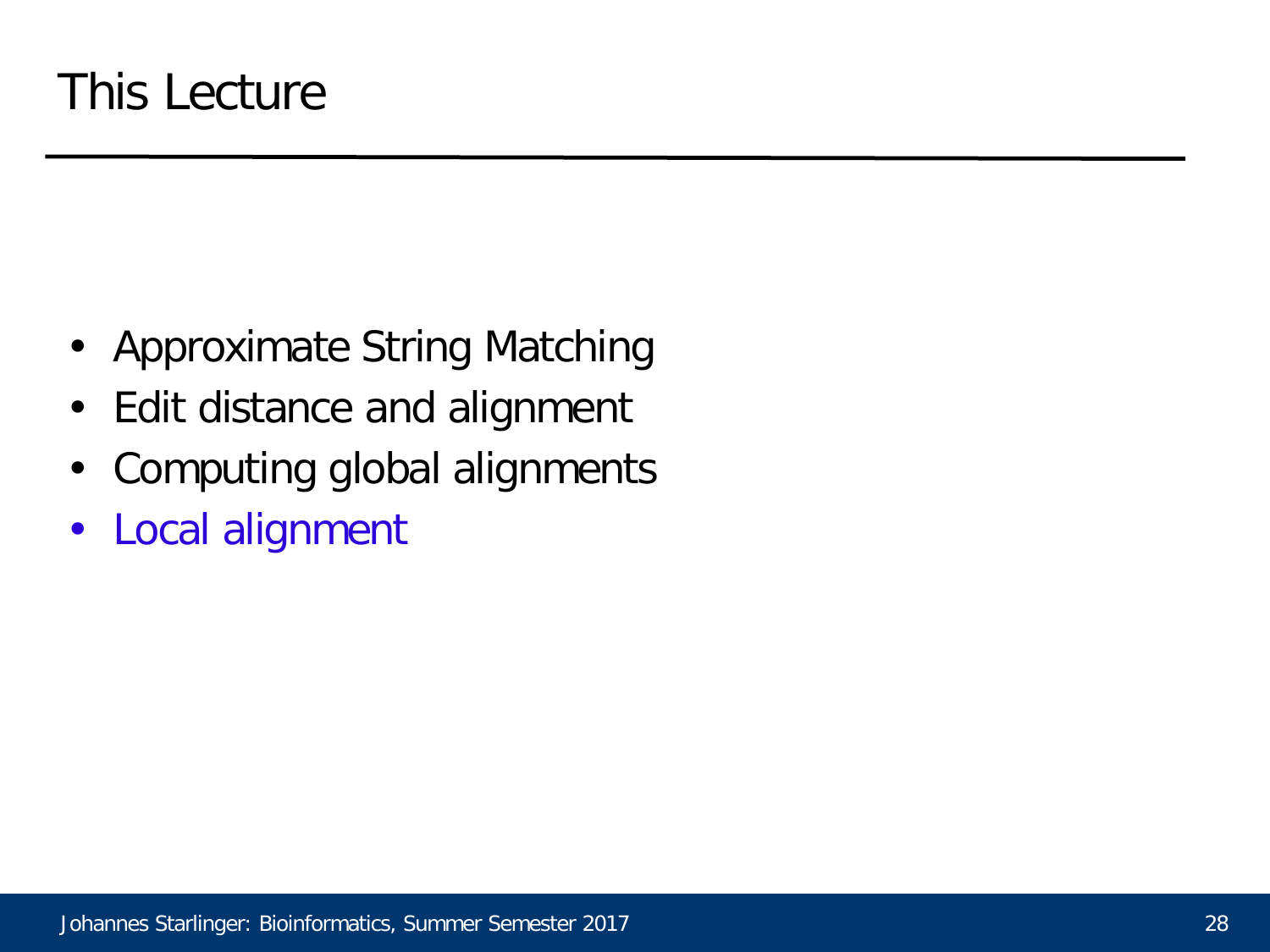# This Lecture

- Approximate String Matching
- Edit distance and alignment
- Computing global alignments
- Local alignment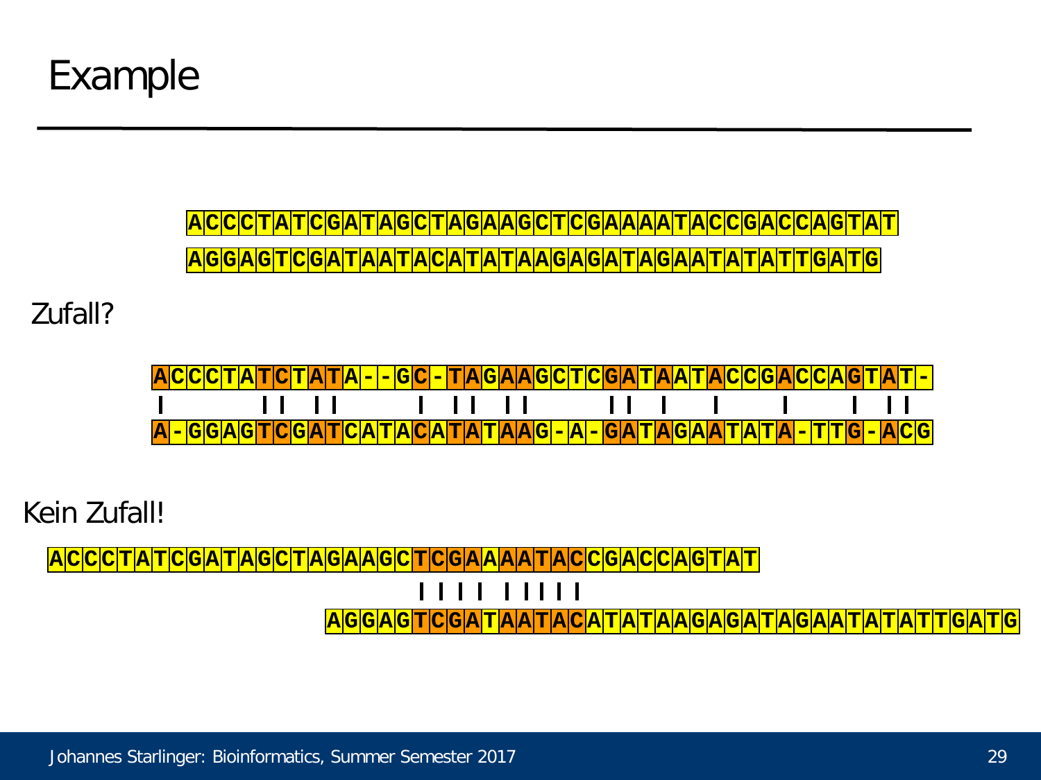# Example

```
ACCCTATCGATAGCTAGAAGCTCGAAAATACCGACCAGTAT
AGGAGTCGATAATACATATAAGAGATAGAATATATTGATG
```

Zufall?

```
ACCCTATCTATA--GC-TAGAAGCTCGATAATACCGACCAGTAT-
|      || ||     |  || ||     || |  |   |    |  ||
A-GGAGTCGATCATACATATAAG-A-GATAGAATATA-TTG-ACG
```

Kein Zufall!

```
ACCCTATCGATAGCTAGAAGCTCGAAAATACCGACCAGTAT
                    |||| |||||
                AGGAGTCGATAATACATATAAGAGATAGAATATATTGATG
```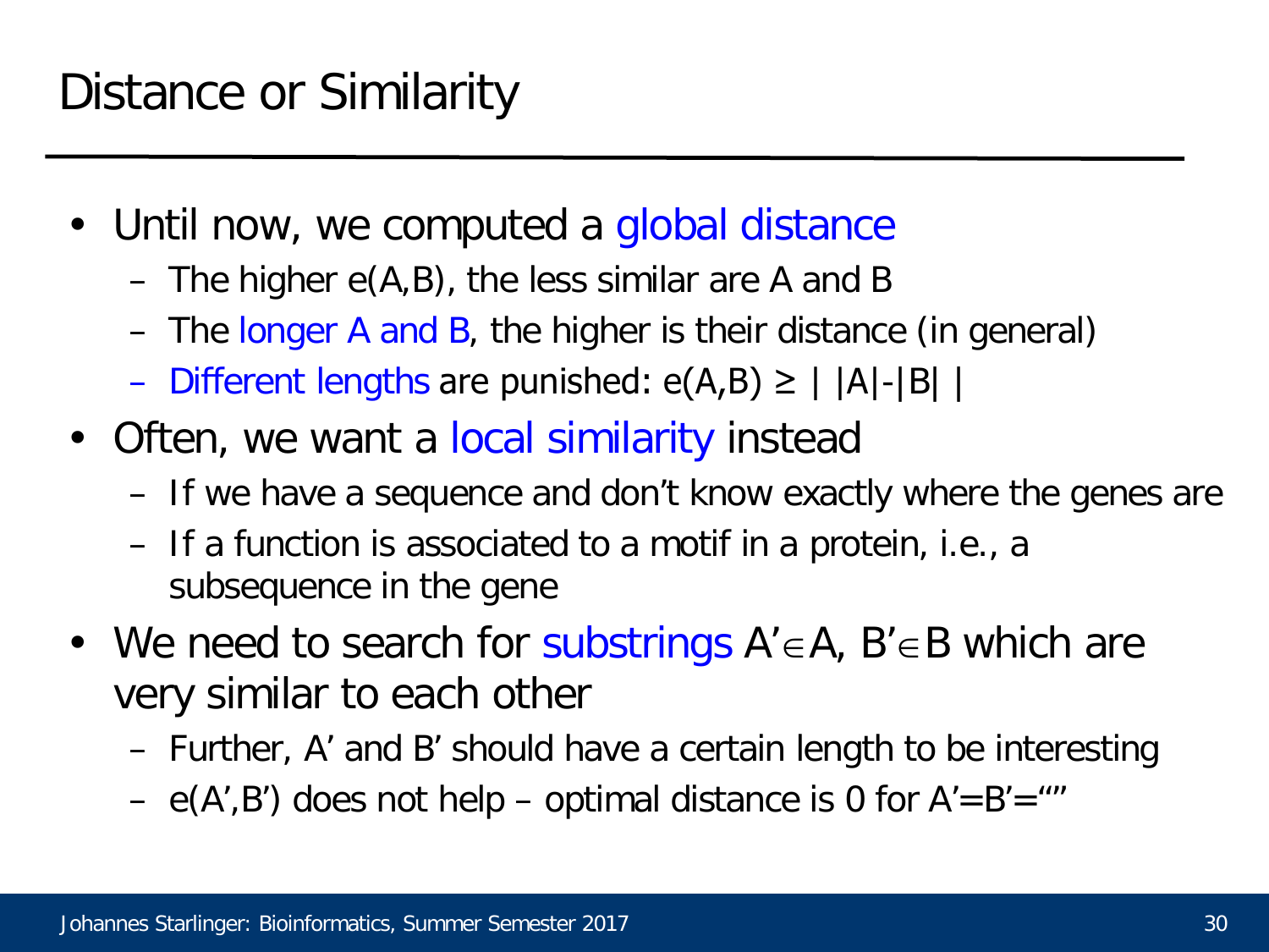# Distance or Similarity

- Until now, we computed a global distance
  - The higher $e(A,B)$, the less similar are A and B
  - The longer A and B, the higher is their distance (in general)
  - Different lengths are punished: $e(A,B) \geq | |A|-|B| |$
- Often, we want a local similarity instead
  - If we have a sequence and don't know exactly where the genes are
  - If a function is associated to a motif in a protein, i.e., a subsequence in the gene
- We need to search for substrings $A' \in A$, $B' \in B$ which are very similar to each other
  - Further, A' and B' should have a certain length to be interesting
  - $e(A',B')$ does not help – optimal distance is 0 for A'=B'=""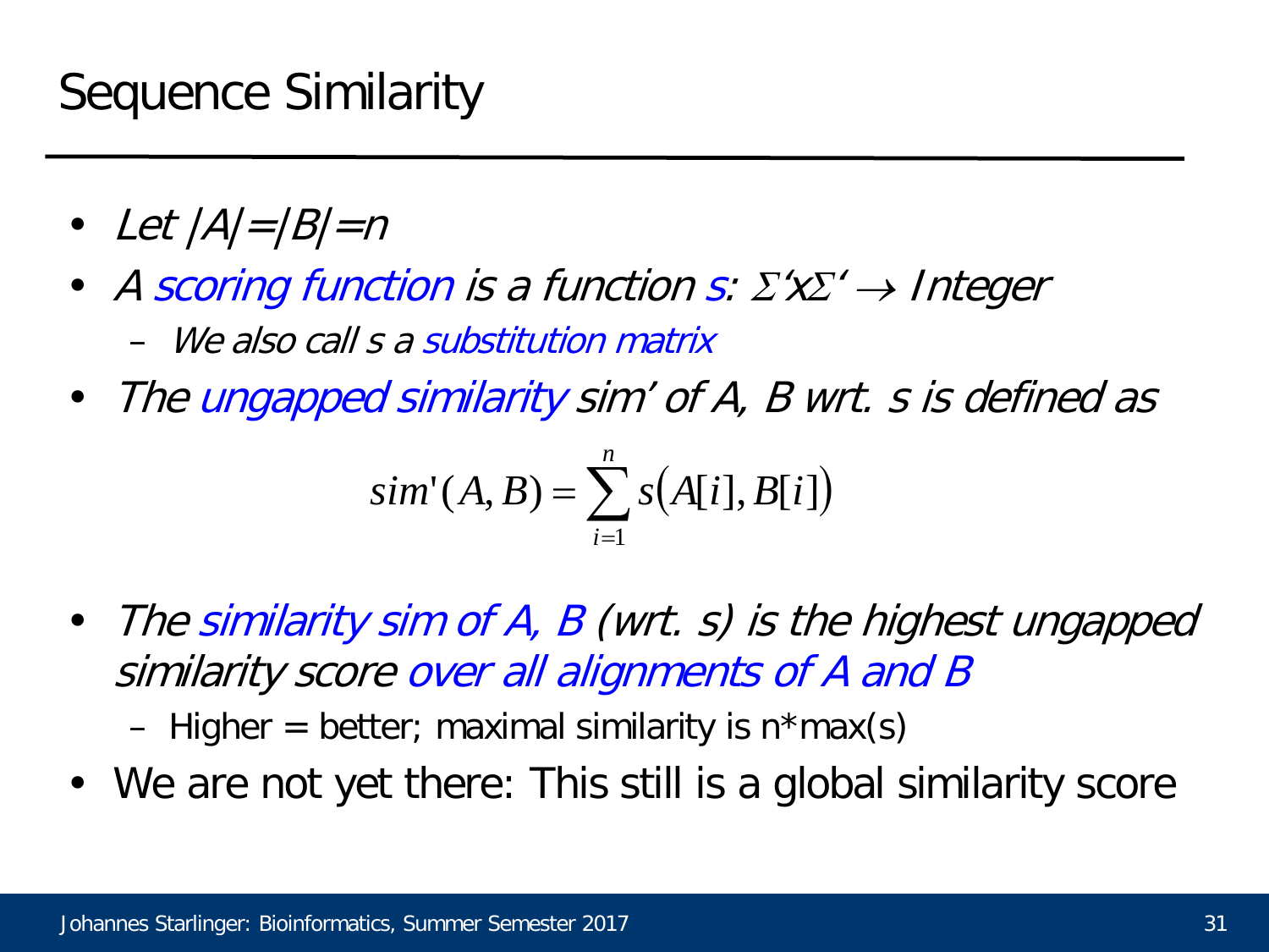# Sequence Similarity

- *Let $|A|=|B|=n$*
- *A scoring function is a function $s: \Sigma' \times \Sigma' \rightarrow$ Integer*
  - *We also call s a substitution matrix*
- *The ungapped similarity sim' of A, B wrt. s is defined as*

$$sim'(A,B) = \sum_{i=1}^{n} s\left(A[i], B[i]\right)$$

- *The similarity sim of A, B (wrt. s) is the highest ungapped similarity score over all alignments of A and B*
  - Higher = better; maximal similarity is n*max(s)
- We are not yet there: This still is a global similarity score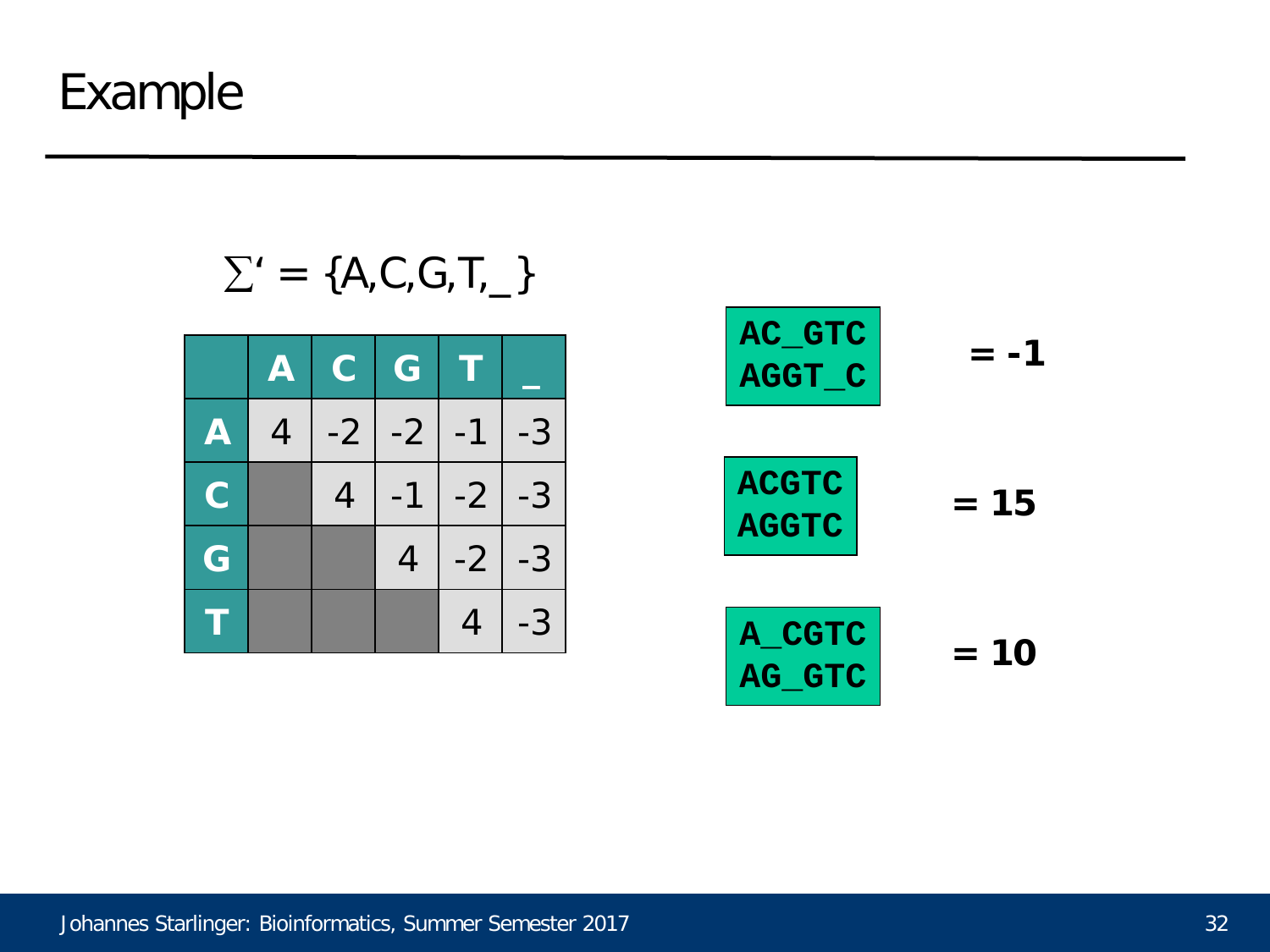# Example

$\Sigma' = \{A,C,G,T,\_\}$

| | A | C | G | T | _ |
|---|---|---|---|---|---|
| **A** | 4 | -2 | -2 | -1 | -3 |
| **C** | | 4 | -1 | -2 | -3 |
| **G** | | | 4 | -2 | -3 |
| **T** | | | | 4 | -3 |

```
AC_GTC
AGGT_C
```

**= -1**

```
ACGTC
AGGTC
```

**= 15**

```
A_CGTC
AG_GTC
```

**= 10**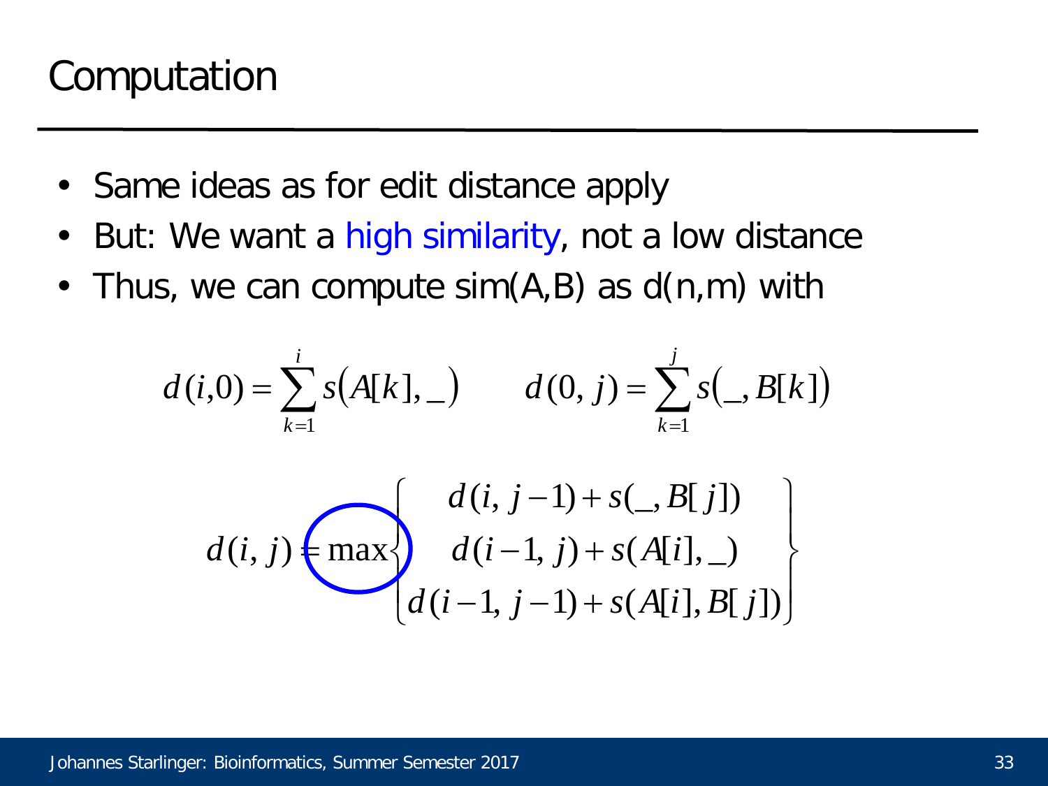# Computation

- Same ideas as for edit distance apply
- But: We want a high similarity, not a low distance
- Thus, we can compute sim(A,B) as d(n,m) with

$$d(i,0) = \sum_{k=1}^{i} s\left(A[k], \_\right) \qquad d(0,j) = \sum_{k=1}^{j} s\left(\_, B[k]\right)$$

$$d(i,j) = \max \begin{Bmatrix} d(i, j-1) + s(\_, B[j]) \\ d(i-1, j) + s(A[i], \_) \\ d(i-1, j-1) + s(A[i], B[j]) \end{Bmatrix}$$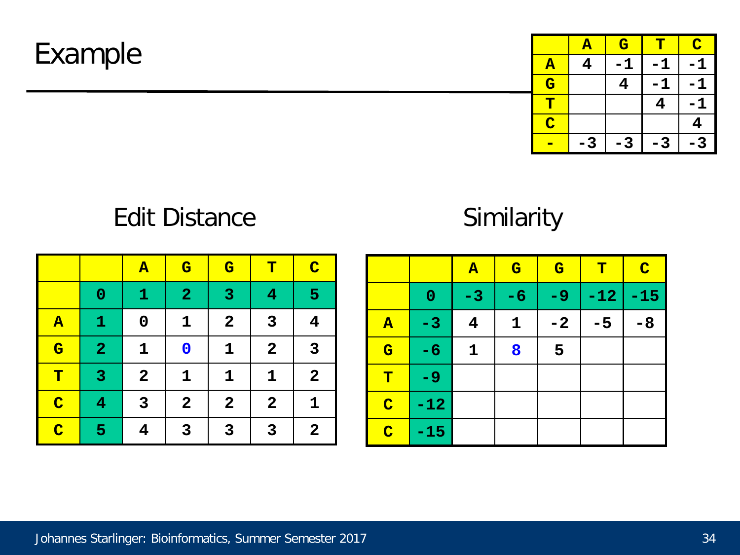# Example

|   | A | G | T | C |
|---|---|---|---|---|
| A | 4 | -1 | -1 | -1 |
| G |   | 4 | -1 | -1 |
| T |   |   | 4 | -1 |
| C |   |   |   | 4 |
| - | -3 | -3 | -3 | -3 |

## Edit Distance

|   |   | A | G | G | T | C |
|---|---|---|---|---|---|---|
|   | 0 | 1 | 2 | 3 | 4 | 5 |
| A | 1 | 0 | 1 | 2 | 3 | 4 |
| G | 2 | 1 | 0 | 1 | 2 | 3 |
| T | 3 | 2 | 1 | 1 | 1 | 2 |
| C | 4 | 3 | 2 | 2 | 2 | 1 |
| C | 5 | 4 | 3 | 3 | 3 | 2 |

## Similarity

|   |   | A | G | G | T | C |
|---|---|---|---|---|---|---|
|   | 0 | -3 | -6 | -9 | -12 | -15 |
| A | -3 | 4 | 1 | -2 | -5 | -8 |
| G | -6 | 1 | 8 | 5 |   |   |
| T | -9 |   |   |   |   |   |
| C | -12 |   |   |   |   |   |
| C | -15 |   |   |   |   |   |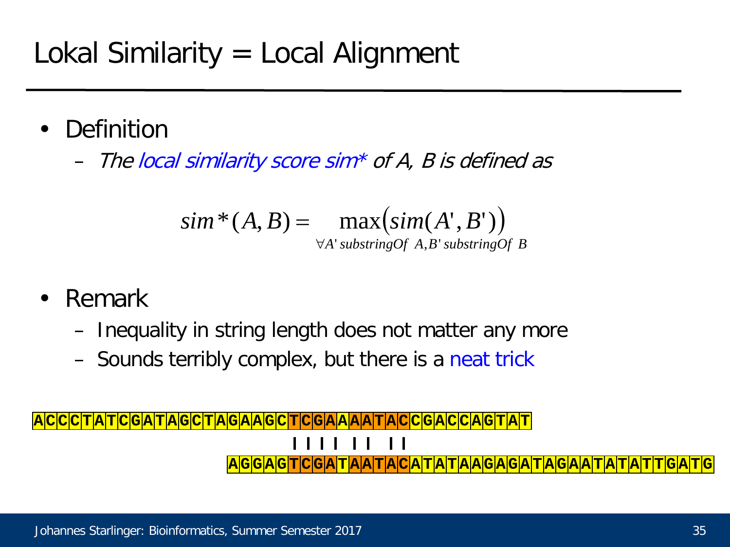# Lokal Similarity = Local Alignment

- Definition
  - *The local similarity score sim\* of A, B is defined as*

$$sim^*(A,B) = \max_{\forall A' \, substringOf \; A, B' \, substringOf \; B} \left( sim(A', B') \right)$$

- Remark
  - Inequality in string length does not matter any more
  - Sounds terribly complex, but there is a neat trick

```
ACCCTATCGATAGCTAGAAGCTCGAAAATACCGACCAGTAT
                     |||| ||  ||
                AGGAGTCGATAATACATATAAGAGATAGAATATATTGATG
```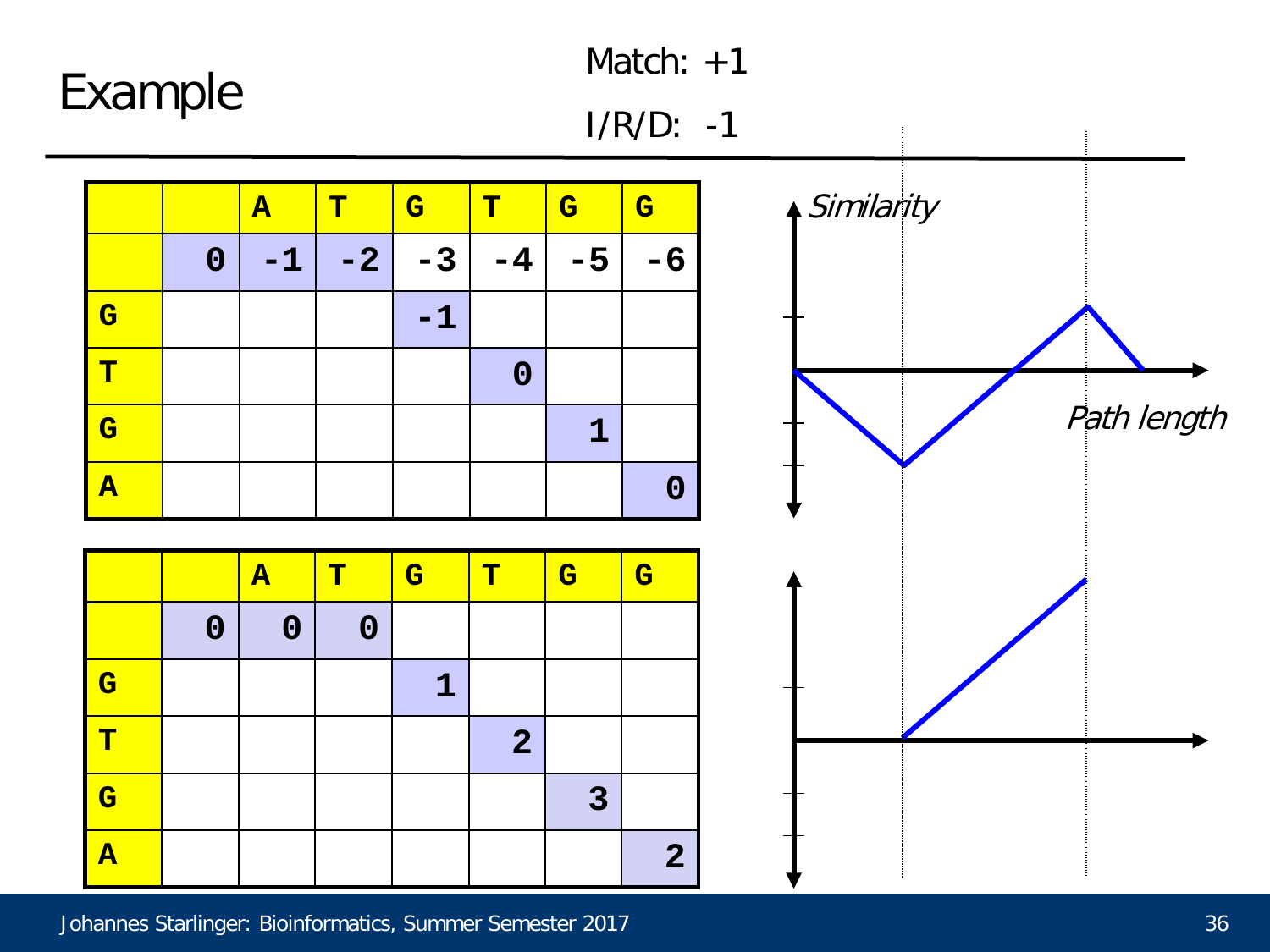# Example

Match: +1

I/R/D: -1

| | | A | T | G | T | G | G |
|---|---|---|---|---|---|---|---|
| | 0 | -1 | -2 | -3 | -4 | -5 | -6 |
| G | | | | -1 | | | |
| T | | | | | 0 | | |
| G | | | | | | 1 | |
| A | | | | | | | 0 |

*Similarity*

*Path length*

| | | A | T | G | T | G | G |
|---|---|---|---|---|---|---|---|
| | 0 | 0 | 0 | | | | |
| G | | | | 1 | | | |
| T | | | | | 2 | | |
| G | | | | | | 3 | |
| A | | | | | | | 2 |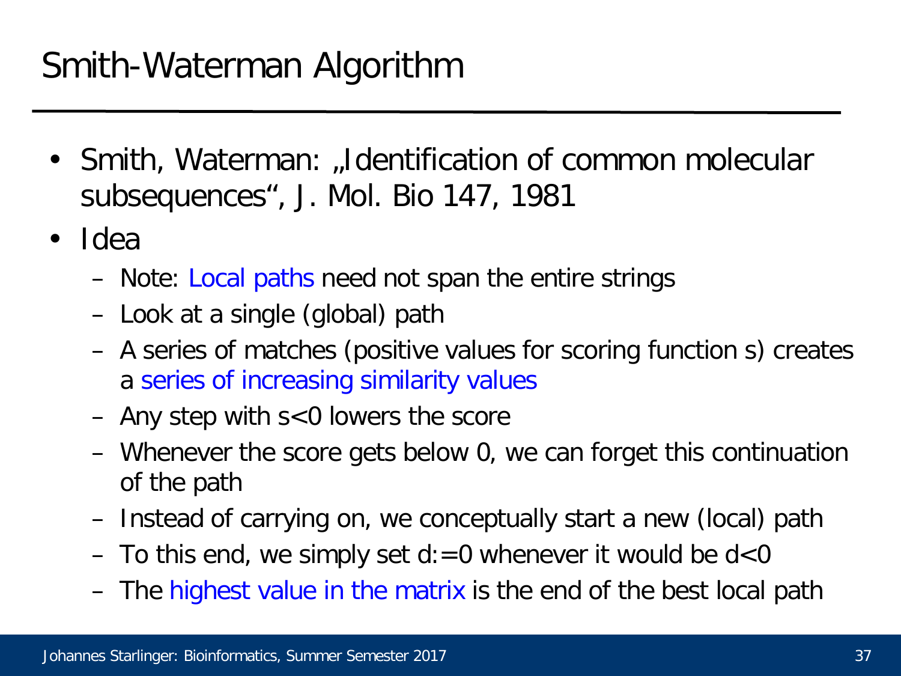# Smith-Waterman Algorithm

- Smith, Waterman: „Identification of common molecular subsequences“, J. Mol. Bio 147, 1981
- Idea
  - Note: Local paths need not span the entire strings
  - Look at a single (global) path
  - A series of matches (positive values for scoring function s) creates a series of increasing similarity values
  - Any step with $s<0$ lowers the score
  - Whenever the score gets below 0, we can forget this continuation of the path
  - Instead of carrying on, we conceptually start a new (local) path
  - To this end, we simply set $d:=0$ whenever it would be $d<0$
  - The highest value in the matrix is the end of the best local path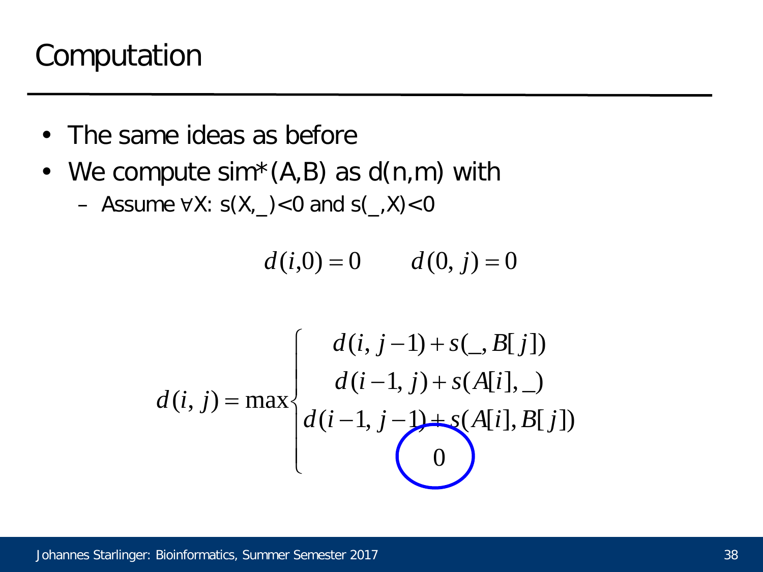# Computation

- The same ideas as before
- We compute sim*(A,B) as d(n,m) with
  - Assume $\forall X$: s(X,_)<0 and s(_,X)<0

$$d(i,0) = 0 \qquad d(0,j) = 0$$

$$d(i,j) = \max \begin{cases} d(i, j-1) + s(\_, B[j]) \\ d(i-1, j) + s(A[i], \_) \\ d(i-1, j-1) + s(A[i], B[j]) \\ 0 \end{cases}$$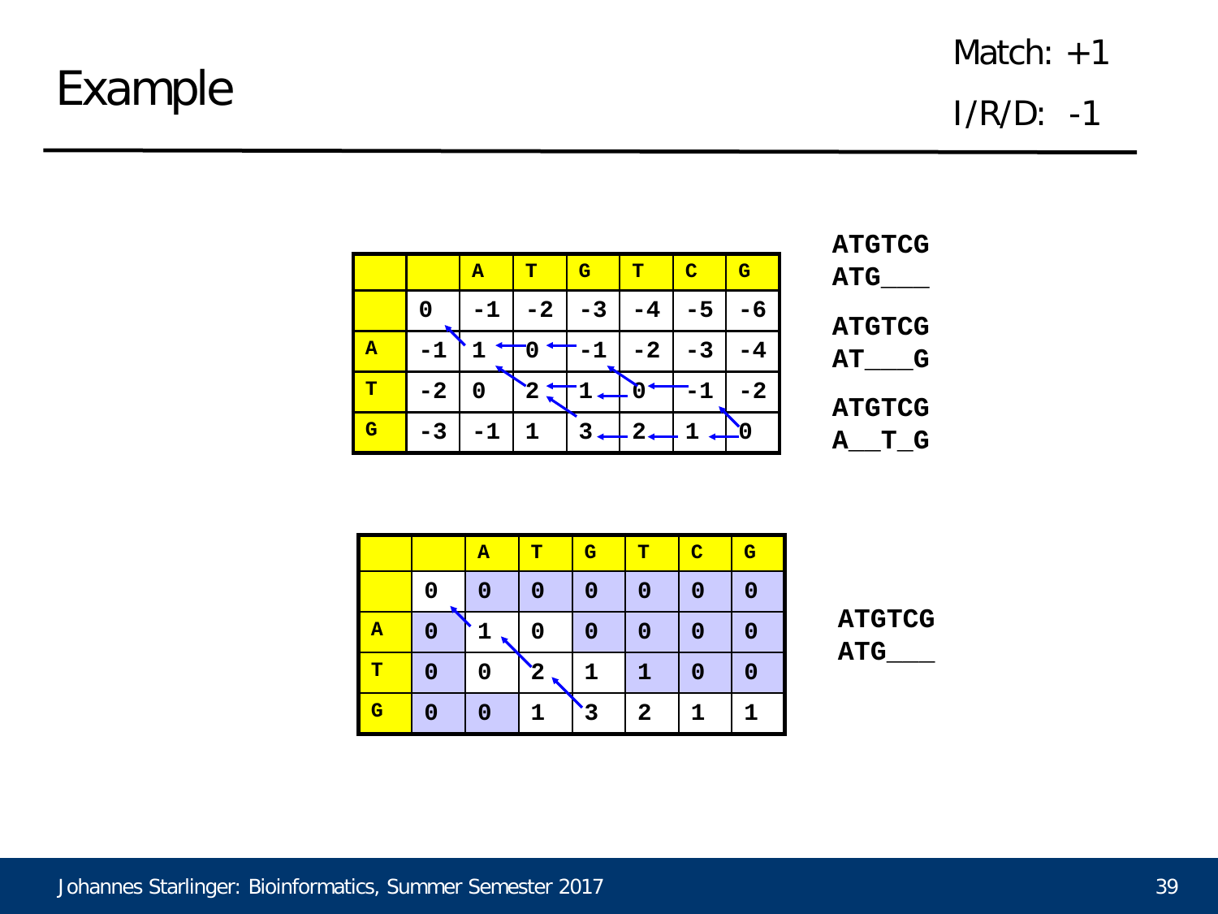# Example

Match: +1

I/R/D: -1

| | | A | T | G | T | C | G |
|---|---|---|---|---|---|---|---|
| | 0 | -1 | -2 | -3 | -4 | -5 | -6 |
| A | -1 | 1 | 0 | -1 | -2 | -3 | -4 |
| T | -2 | 0 | 2 | 1 | 0 | -1 | -2 |
| G | -3 | -1 | 1 | 3 | 2 | 1 | 0 |

```
ATGTCG
ATG___

ATGTCG
AT___G

ATGTCG
A__T_G
```

| | | A | T | G | T | C | G |
|---|---|---|---|---|---|---|---|
| | 0 | 0 | 0 | 0 | 0 | 0 | 0 |
| A | 0 | 1 | 0 | 0 | 0 | 0 | 0 |
| T | 0 | 0 | 2 | 1 | 1 | 0 | 0 |
| G | 0 | 0 | 1 | 3 | 2 | 1 | 1 |

```
ATGTCG
ATG___
```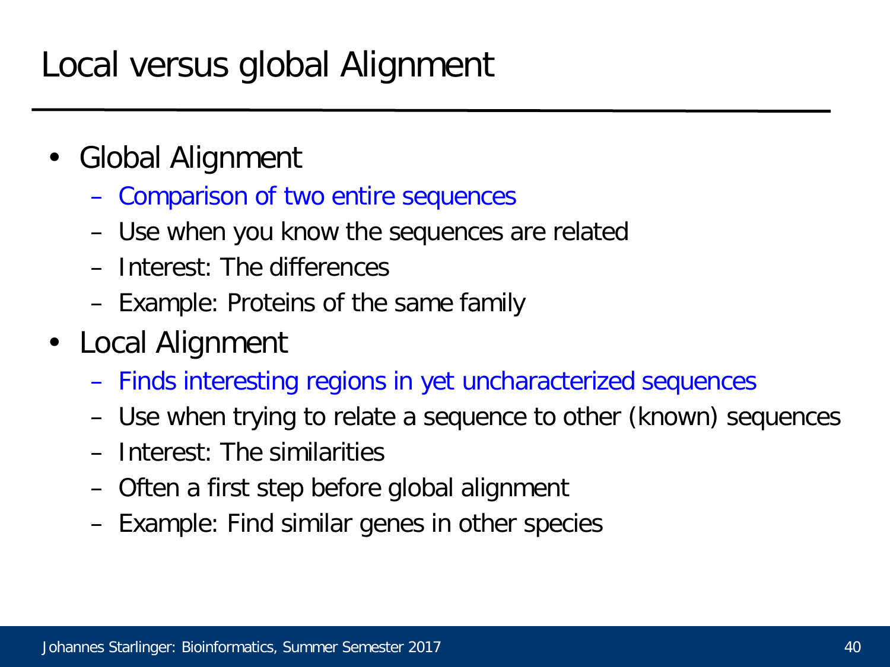# Local versus global Alignment

- Global Alignment
  - Comparison of two entire sequences
  - Use when you know the sequences are related
  - Interest: The differences
  - Example: Proteins of the same family
- Local Alignment
  - Finds interesting regions in yet uncharacterized sequences
  - Use when trying to relate a sequence to other (known) sequences
  - Interest: The similarities
  - Often a first step before global alignment
  - Example: Find similar genes in other species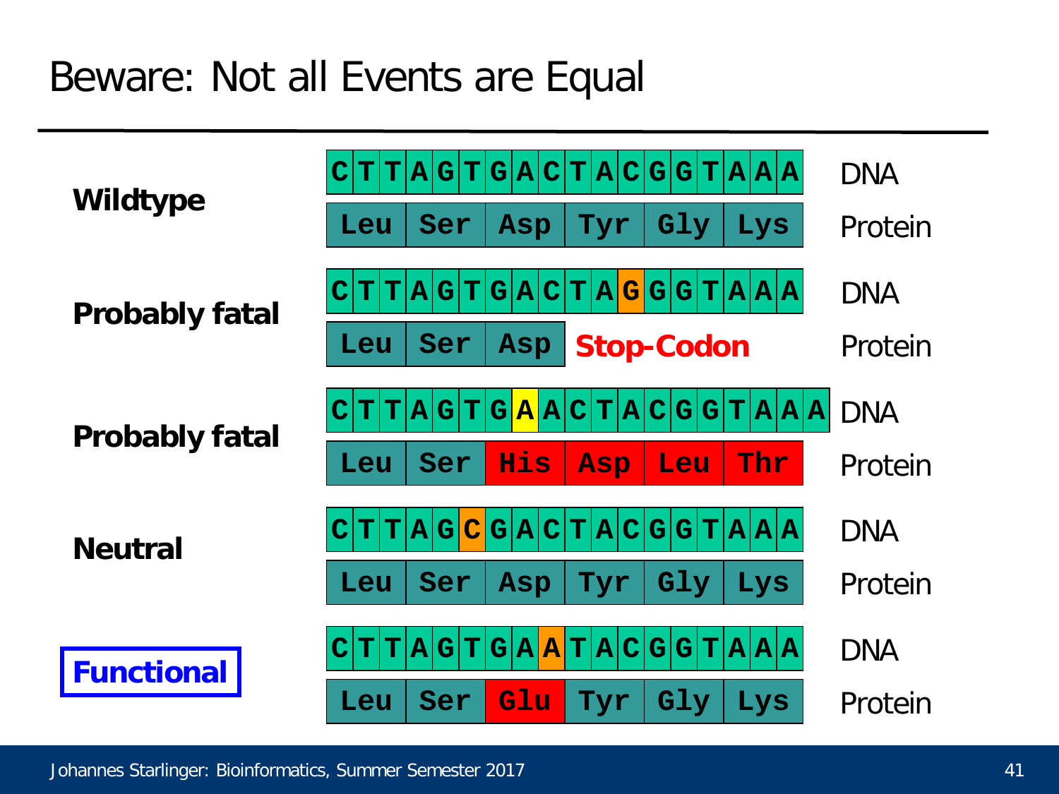# Beware: Not all Events are Equal

| | Sequence | |
|---|---|---|
| **Wildtype** | C T T A G T G A C T A C G G T A A A | DNA |
| | Leu Ser Asp Tyr Gly Lys | Protein |
| **Probably fatal** | C T T A G T G A C T A G G G T A A A | DNA |
| | Leu Ser Asp **Stop-Codon** | Protein |
| **Probably fatal** | C T T A G T G A A C T A C G G T A A A | DNA |
| | Leu Ser His Asp Leu Thr | Protein |
| **Neutral** | C T T A G C G A C T A C G G T A A A | DNA |
| | Leu Ser Asp Tyr Gly Lys | Protein |
| **Functional** | C T T A G T G A A T A C G G T A A A | DNA |
| | Leu Ser Glu Tyr Gly Lys | Protein |

Johannes Starlinger: Bioinformatics, Summer Semester 2017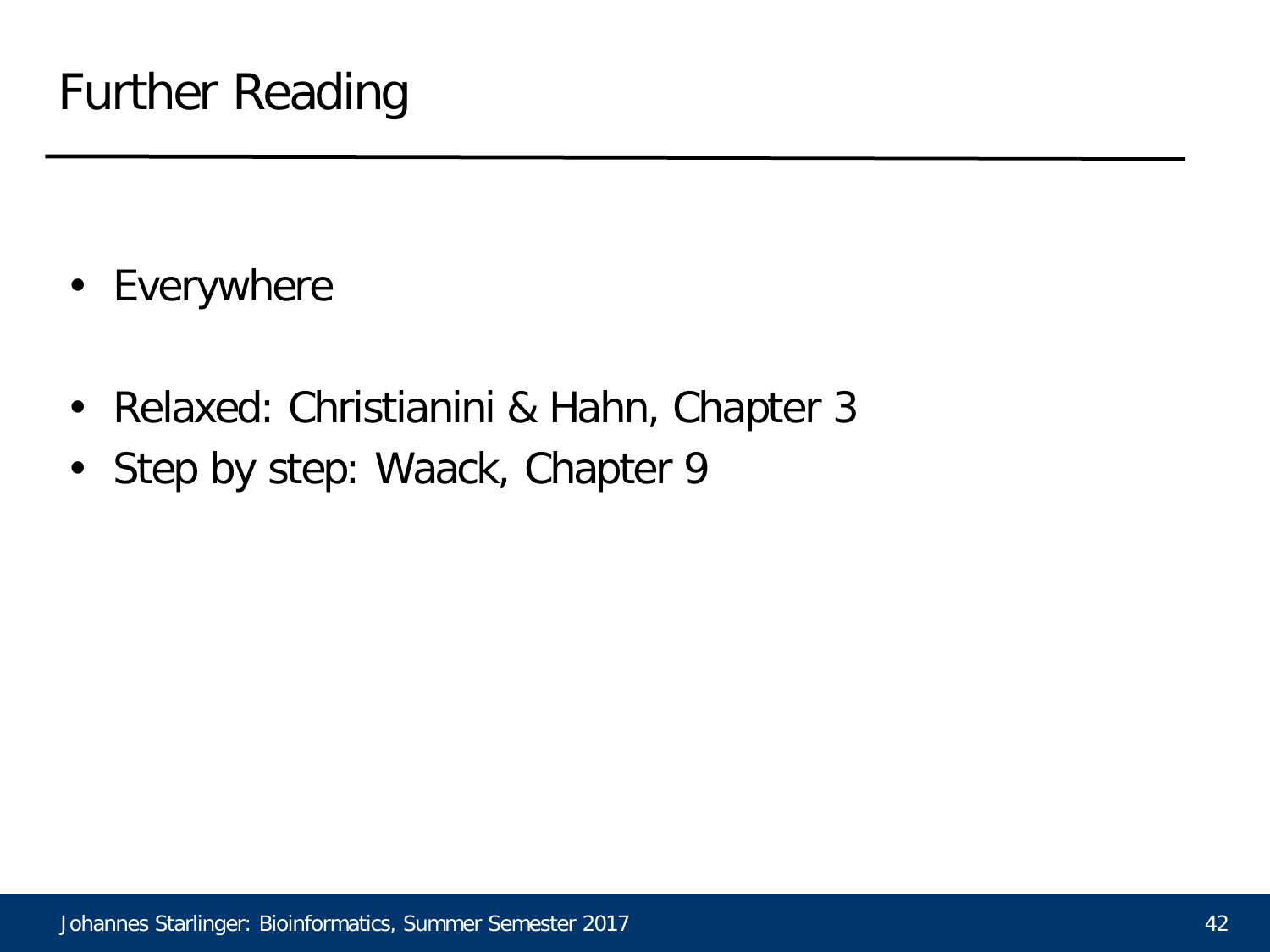# Further Reading

- Everywhere

- Relaxed: Christianini & Hahn, Chapter 3
- Step by step: Waack, Chapter 9